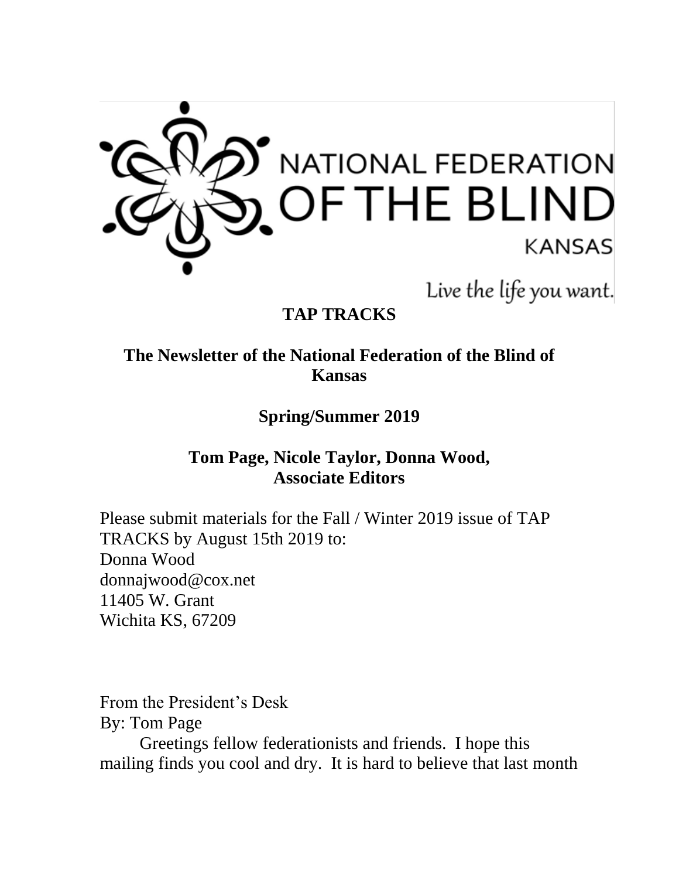NATIONAL FEDERATION OF THE BLIND KANSAS

Live the life you want.

# TAP TRACKS

## The Newsletter of the National Federation of the Blind of Kansas

**Spring/Summer 2019**

**Tom Page, Nicole Taylor, Donna Wood, Associate Editors**

Please submit materials for the Fall / Winter 2019 issue of TAP TRACKS by August 15th 2019 to:
Donna Wood
donnajwood@cox.net
11405 W. Grant
Wichita KS, 67209

From the President's Desk
By: Tom Page

Greetings fellow federationists and friends. I hope this mailing finds you cool and dry. It is hard to believe that last month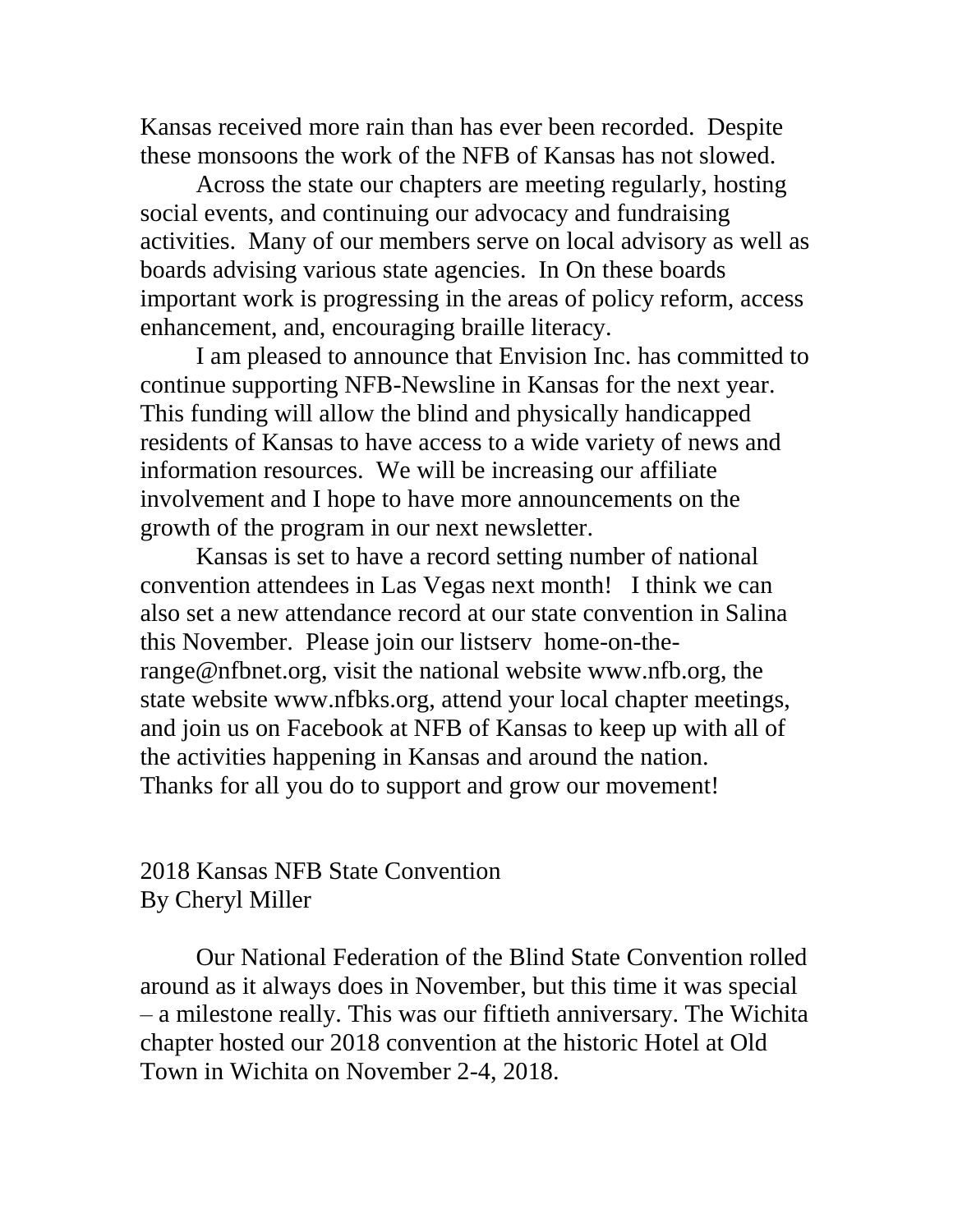Kansas received more rain than has ever been recorded. Despite these monsoons the work of the NFB of Kansas has not slowed.

Across the state our chapters are meeting regularly, hosting social events, and continuing our advocacy and fundraising activities. Many of our members serve on local advisory as well as boards advising various state agencies. In On these boards important work is progressing in the areas of policy reform, access enhancement, and, encouraging braille literacy.

I am pleased to announce that Envision Inc. has committed to continue supporting NFB-Newsline in Kansas for the next year. This funding will allow the blind and physically handicapped residents of Kansas to have access to a wide variety of news and information resources. We will be increasing our affiliate involvement and I hope to have more announcements on the growth of the program in our next newsletter.

Kansas is set to have a record setting number of national convention attendees in Las Vegas next month! I think we can also set a new attendance record at our state convention in Salina this November. Please join our listserv home-on-the-range@nfbnet.org, visit the national website www.nfb.org, the state website www.nfbks.org, attend your local chapter meetings, and join us on Facebook at NFB of Kansas to keep up with all of the activities happening in Kansas and around the nation. Thanks for all you do to support and grow our movement!

## 2018 Kansas NFB State Convention
By Cheryl Miller

Our National Federation of the Blind State Convention rolled around as it always does in November, but this time it was special – a milestone really. This was our fiftieth anniversary. The Wichita chapter hosted our 2018 convention at the historic Hotel at Old Town in Wichita on November 2-4, 2018.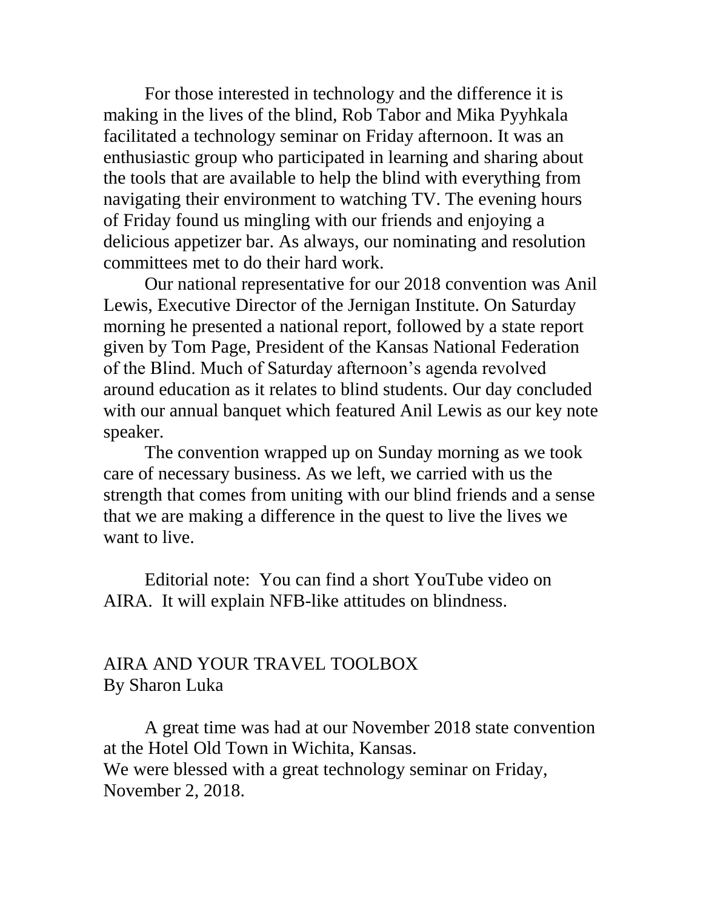For those interested in technology and the difference it is making in the lives of the blind, Rob Tabor and Mika Pyyhkala facilitated a technology seminar on Friday afternoon. It was an enthusiastic group who participated in learning and sharing about the tools that are available to help the blind with everything from navigating their environment to watching TV. The evening hours of Friday found us mingling with our friends and enjoying a delicious appetizer bar. As always, our nominating and resolution committees met to do their hard work.

Our national representative for our 2018 convention was Anil Lewis, Executive Director of the Jernigan Institute. On Saturday morning he presented a national report, followed by a state report given by Tom Page, President of the Kansas National Federation of the Blind. Much of Saturday afternoon's agenda revolved around education as it relates to blind students. Our day concluded with our annual banquet which featured Anil Lewis as our key note speaker.

The convention wrapped up on Sunday morning as we took care of necessary business. As we left, we carried with us the strength that comes from uniting with our blind friends and a sense that we are making a difference in the quest to live the lives we want to live.

Editorial note: You can find a short YouTube video on AIRA. It will explain NFB-like attitudes on blindness.

## AIRA AND YOUR TRAVEL TOOLBOX

By Sharon Luka

A great time was had at our November 2018 state convention at the Hotel Old Town in Wichita, Kansas.
We were blessed with a great technology seminar on Friday, November 2, 2018.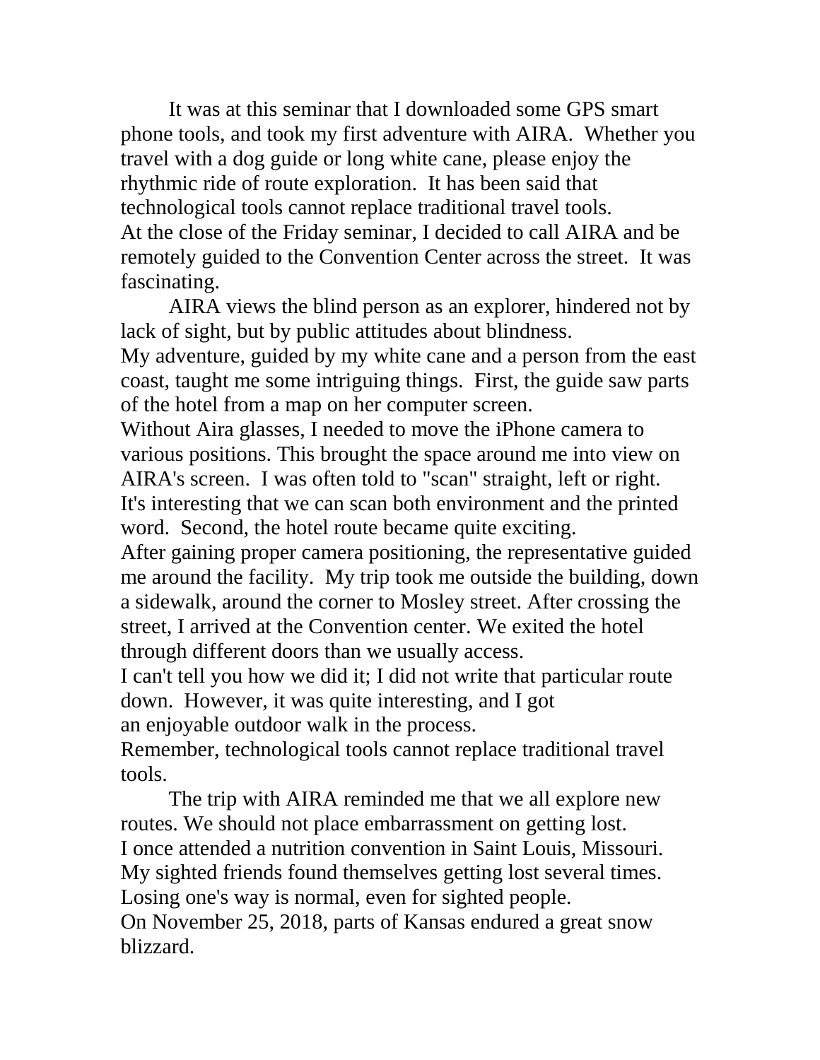It was at this seminar that I downloaded some GPS smart phone tools, and took my first adventure with AIRA. Whether you travel with a dog guide or long white cane, please enjoy the rhythmic ride of route exploration. It has been said that technological tools cannot replace traditional travel tools.

At the close of the Friday seminar, I decided to call AIRA and be remotely guided to the Convention Center across the street. It was fascinating.

AIRA views the blind person as an explorer, hindered not by lack of sight, but by public attitudes about blindness.

My adventure, guided by my white cane and a person from the east coast, taught me some intriguing things. First, the guide saw parts of the hotel from a map on her computer screen.

Without Aira glasses, I needed to move the iPhone camera to various positions. This brought the space around me into view on AIRA's screen. I was often told to "scan" straight, left or right. It's interesting that we can scan both environment and the printed word. Second, the hotel route became quite exciting.

After gaining proper camera positioning, the representative guided me around the facility. My trip took me outside the building, down a sidewalk, around the corner to Mosley street. After crossing the street, I arrived at the Convention center. We exited the hotel through different doors than we usually access.

I can't tell you how we did it; I did not write that particular route down. However, it was quite interesting, and I got an enjoyable outdoor walk in the process.

Remember, technological tools cannot replace traditional travel tools.

The trip with AIRA reminded me that we all explore new routes. We should not place embarrassment on getting lost.

I once attended a nutrition convention in Saint Louis, Missouri. My sighted friends found themselves getting lost several times. Losing one's way is normal, even for sighted people.

On November 25, 2018, parts of Kansas endured a great snow blizzard.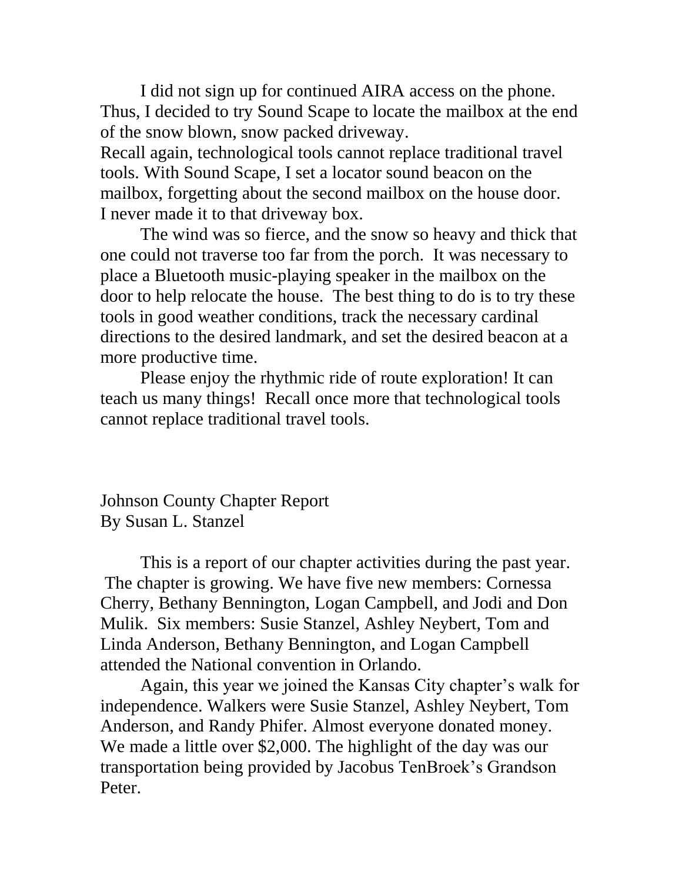I did not sign up for continued AIRA access on the phone. Thus, I decided to try Sound Scape to locate the mailbox at the end of the snow blown, snow packed driveway.
Recall again, technological tools cannot replace traditional travel tools. With Sound Scape, I set a locator sound beacon on the mailbox, forgetting about the second mailbox on the house door. I never made it to that driveway box.

The wind was so fierce, and the snow so heavy and thick that one could not traverse too far from the porch. It was necessary to place a Bluetooth music-playing speaker in the mailbox on the door to help relocate the house. The best thing to do is to try these tools in good weather conditions, track the necessary cardinal directions to the desired landmark, and set the desired beacon at a more productive time.

Please enjoy the rhythmic ride of route exploration! It can teach us many things! Recall once more that technological tools cannot replace traditional travel tools.

## Johnson County Chapter Report

By Susan L. Stanzel

This is a report of our chapter activities during the past year. The chapter is growing. We have five new members: Cornessa Cherry, Bethany Bennington, Logan Campbell, and Jodi and Don Mulik. Six members: Susie Stanzel, Ashley Neybert, Tom and Linda Anderson, Bethany Bennington, and Logan Campbell attended the National convention in Orlando.

Again, this year we joined the Kansas City chapter's walk for independence. Walkers were Susie Stanzel, Ashley Neybert, Tom Anderson, and Randy Phifer. Almost everyone donated money. We made a little over $2,000. The highlight of the day was our transportation being provided by Jacobus TenBroek's Grandson Peter.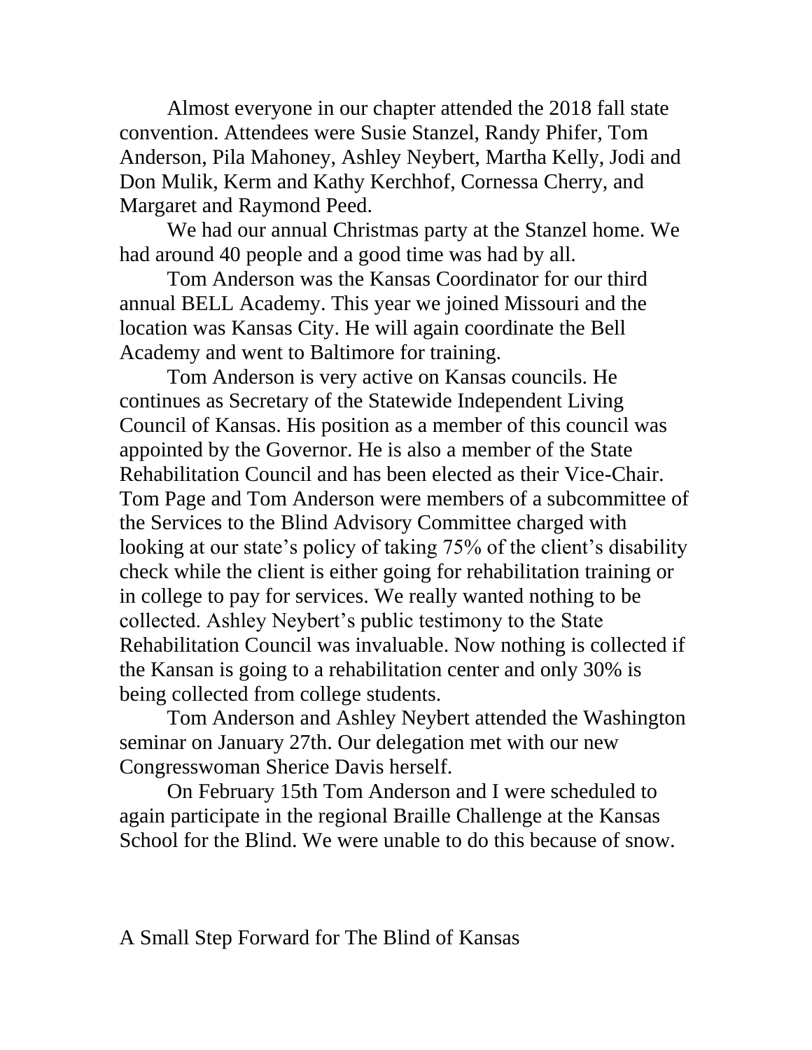Almost everyone in our chapter attended the 2018 fall state convention. Attendees were Susie Stanzel, Randy Phifer, Tom Anderson, Pila Mahoney, Ashley Neybert, Martha Kelly, Jodi and Don Mulik, Kerm and Kathy Kerchhof, Cornessa Cherry, and Margaret and Raymond Peed.

We had our annual Christmas party at the Stanzel home. We had around 40 people and a good time was had by all.

Tom Anderson was the Kansas Coordinator for our third annual BELL Academy. This year we joined Missouri and the location was Kansas City. He will again coordinate the Bell Academy and went to Baltimore for training.

Tom Anderson is very active on Kansas councils. He continues as Secretary of the Statewide Independent Living Council of Kansas. His position as a member of this council was appointed by the Governor. He is also a member of the State Rehabilitation Council and has been elected as their Vice-Chair. Tom Page and Tom Anderson were members of a subcommittee of the Services to the Blind Advisory Committee charged with looking at our state's policy of taking 75% of the client's disability check while the client is either going for rehabilitation training or in college to pay for services. We really wanted nothing to be collected. Ashley Neybert's public testimony to the State Rehabilitation Council was invaluable. Now nothing is collected if the Kansan is going to a rehabilitation center and only 30% is being collected from college students.

Tom Anderson and Ashley Neybert attended the Washington seminar on January 27th. Our delegation met with our new Congresswoman Sherice Davis herself.

On February 15th Tom Anderson and I were scheduled to again participate in the regional Braille Challenge at the Kansas School for the Blind. We were unable to do this because of snow.

## A Small Step Forward for The Blind of Kansas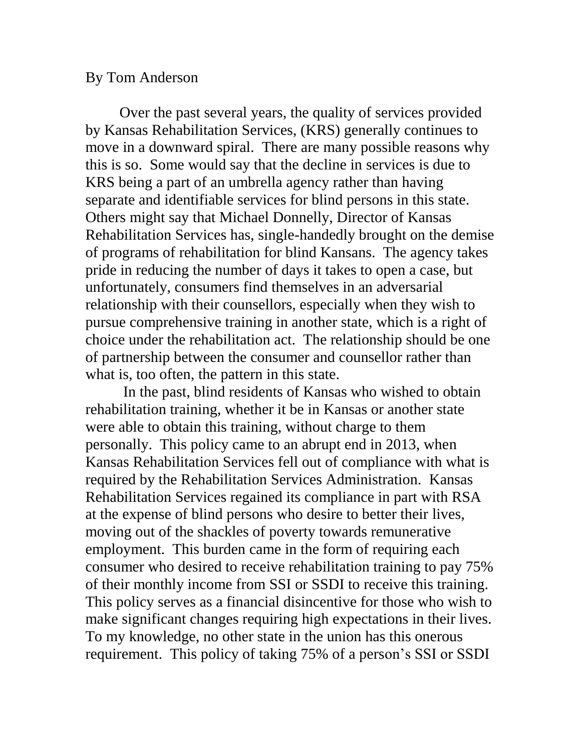By Tom Anderson

Over the past several years, the quality of services provided by Kansas Rehabilitation Services, (KRS) generally continues to move in a downward spiral. There are many possible reasons why this is so. Some would say that the decline in services is due to KRS being a part of an umbrella agency rather than having separate and identifiable services for blind persons in this state. Others might say that Michael Donnelly, Director of Kansas Rehabilitation Services has, single-handedly brought on the demise of programs of rehabilitation for blind Kansans. The agency takes pride in reducing the number of days it takes to open a case, but unfortunately, consumers find themselves in an adversarial relationship with their counsellors, especially when they wish to pursue comprehensive training in another state, which is a right of choice under the rehabilitation act. The relationship should be one of partnership between the consumer and counsellor rather than what is, too often, the pattern in this state.

In the past, blind residents of Kansas who wished to obtain rehabilitation training, whether it be in Kansas or another state were able to obtain this training, without charge to them personally. This policy came to an abrupt end in 2013, when Kansas Rehabilitation Services fell out of compliance with what is required by the Rehabilitation Services Administration. Kansas Rehabilitation Services regained its compliance in part with RSA at the expense of blind persons who desire to better their lives, moving out of the shackles of poverty towards remunerative employment. This burden came in the form of requiring each consumer who desired to receive rehabilitation training to pay 75% of their monthly income from SSI or SSDI to receive this training. This policy serves as a financial disincentive for those who wish to make significant changes requiring high expectations in their lives. To my knowledge, no other state in the union has this onerous requirement. This policy of taking 75% of a person's SSI or SSDI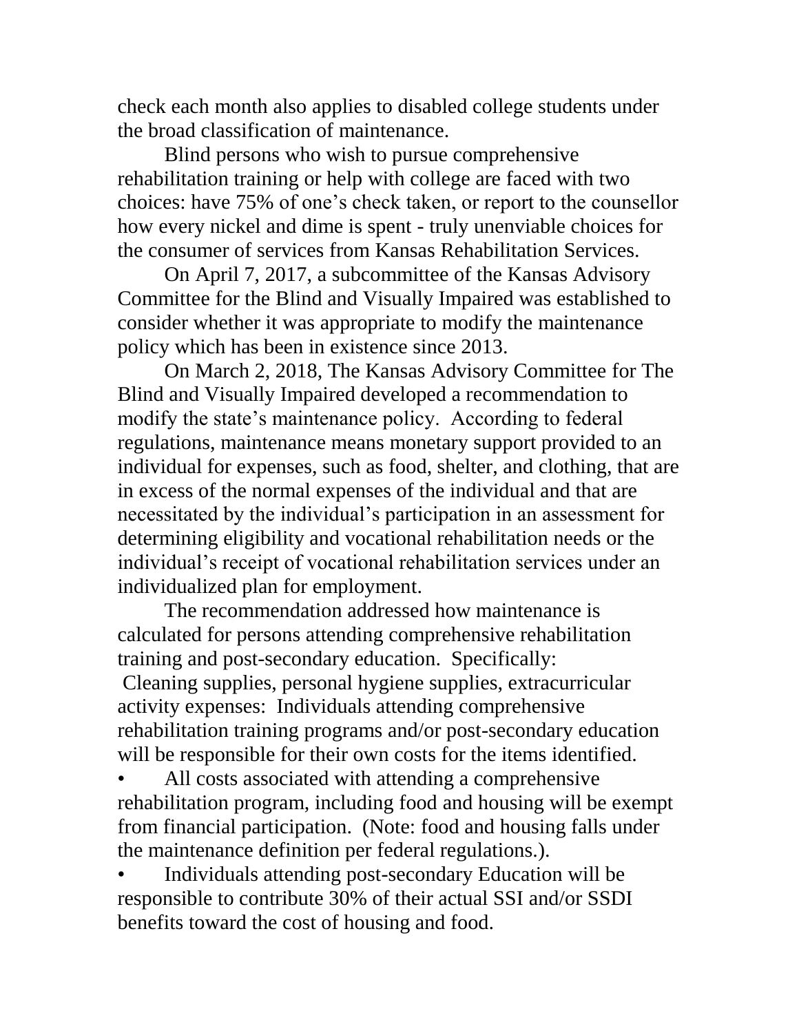check each month also applies to disabled college students under the broad classification of maintenance.

Blind persons who wish to pursue comprehensive rehabilitation training or help with college are faced with two choices: have 75% of one's check taken, or report to the counsellor how every nickel and dime is spent - truly unenviable choices for the consumer of services from Kansas Rehabilitation Services.

On April 7, 2017, a subcommittee of the Kansas Advisory Committee for the Blind and Visually Impaired was established to consider whether it was appropriate to modify the maintenance policy which has been in existence since 2013.

On March 2, 2018, The Kansas Advisory Committee for The Blind and Visually Impaired developed a recommendation to modify the state's maintenance policy. According to federal regulations, maintenance means monetary support provided to an individual for expenses, such as food, shelter, and clothing, that are in excess of the normal expenses of the individual and that are necessitated by the individual's participation in an assessment for determining eligibility and vocational rehabilitation needs or the individual's receipt of vocational rehabilitation services under an individualized plan for employment.

The recommendation addressed how maintenance is calculated for persons attending comprehensive rehabilitation training and post-secondary education. Specifically:

Cleaning supplies, personal hygiene supplies, extracurricular activity expenses: Individuals attending comprehensive rehabilitation training programs and/or post-secondary education will be responsible for their own costs for the items identified.

- All costs associated with attending a comprehensive rehabilitation program, including food and housing will be exempt from financial participation. (Note: food and housing falls under the maintenance definition per federal regulations.).
- Individuals attending post-secondary Education will be responsible to contribute 30% of their actual SSI and/or SSDI benefits toward the cost of housing and food.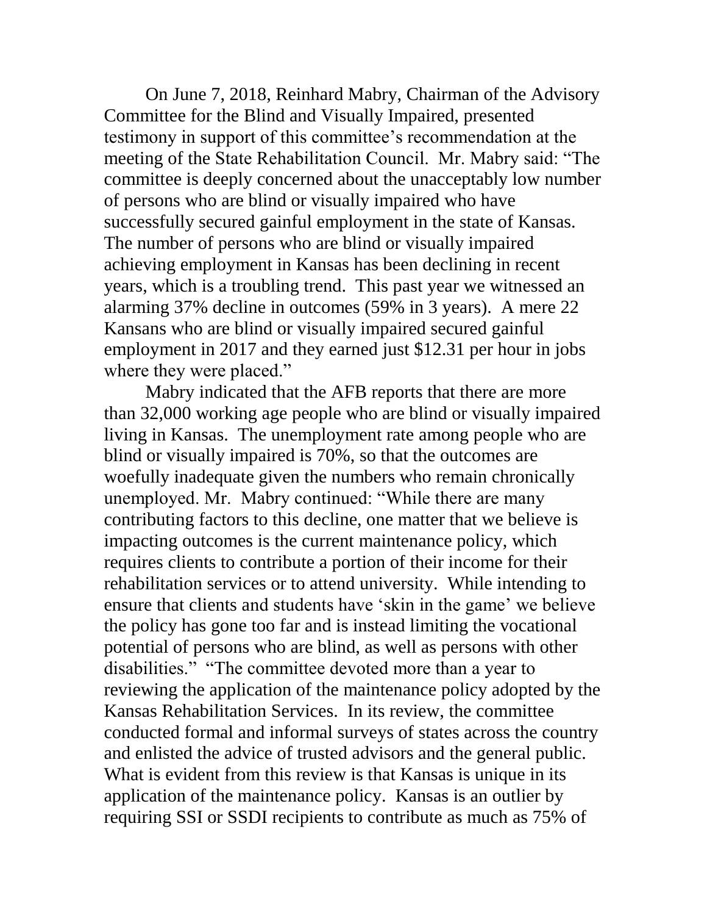On June 7, 2018, Reinhard Mabry, Chairman of the Advisory Committee for the Blind and Visually Impaired, presented testimony in support of this committee's recommendation at the meeting of the State Rehabilitation Council. Mr. Mabry said: "The committee is deeply concerned about the unacceptably low number of persons who are blind or visually impaired who have successfully secured gainful employment in the state of Kansas. The number of persons who are blind or visually impaired achieving employment in Kansas has been declining in recent years, which is a troubling trend. This past year we witnessed an alarming 37% decline in outcomes (59% in 3 years). A mere 22 Kansans who are blind or visually impaired secured gainful employment in 2017 and they earned just $12.31 per hour in jobs where they were placed."

Mabry indicated that the AFB reports that there are more than 32,000 working age people who are blind or visually impaired living in Kansas. The unemployment rate among people who are blind or visually impaired is 70%, so that the outcomes are woefully inadequate given the numbers who remain chronically unemployed. Mr. Mabry continued: "While there are many contributing factors to this decline, one matter that we believe is impacting outcomes is the current maintenance policy, which requires clients to contribute a portion of their income for their rehabilitation services or to attend university. While intending to ensure that clients and students have 'skin in the game' we believe the policy has gone too far and is instead limiting the vocational potential of persons who are blind, as well as persons with other disabilities." "The committee devoted more than a year to reviewing the application of the maintenance policy adopted by the Kansas Rehabilitation Services. In its review, the committee conducted formal and informal surveys of states across the country and enlisted the advice of trusted advisors and the general public. What is evident from this review is that Kansas is unique in its application of the maintenance policy. Kansas is an outlier by requiring SSI or SSDI recipients to contribute as much as 75% of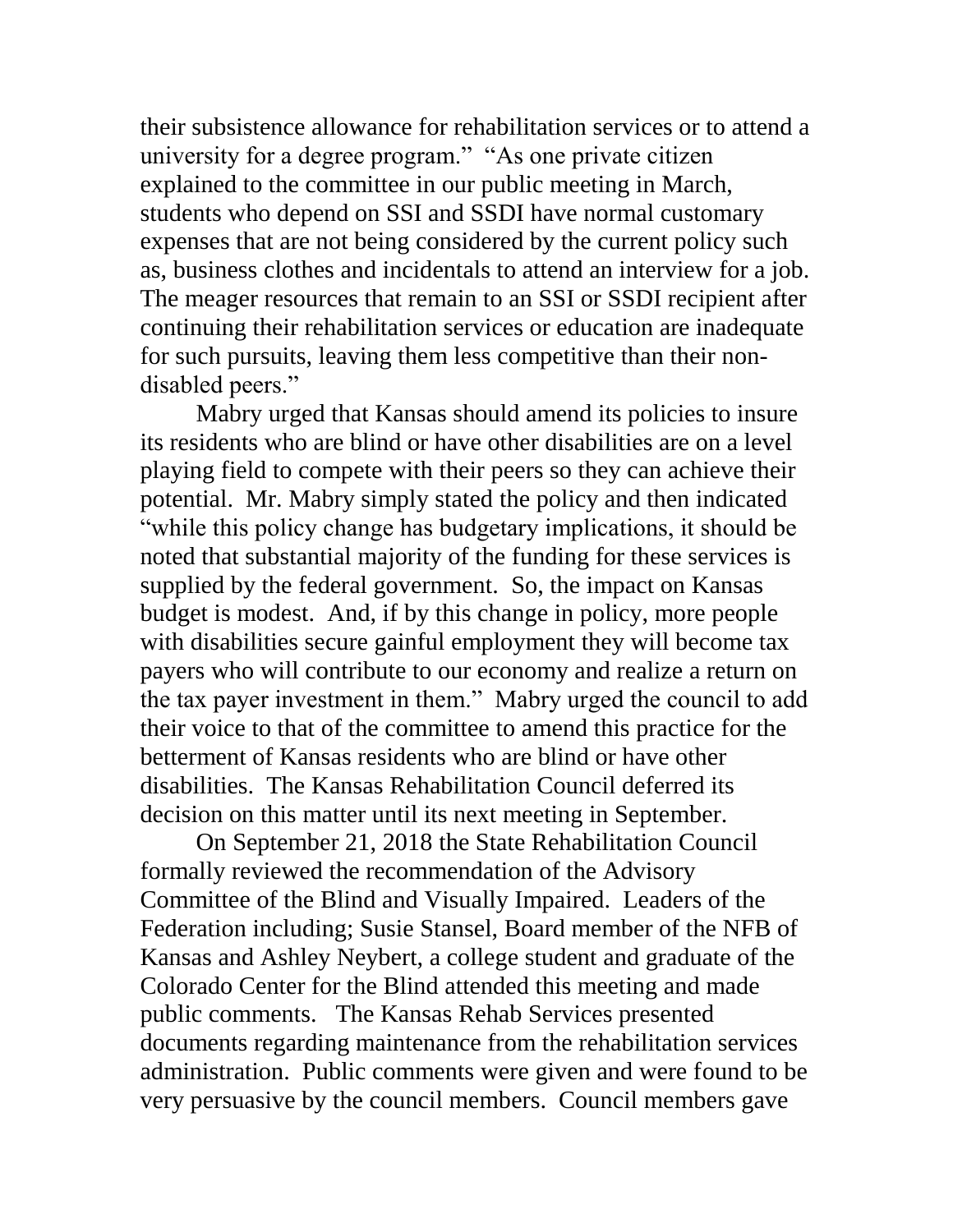their subsistence allowance for rehabilitation services or to attend a university for a degree program." "As one private citizen explained to the committee in our public meeting in March, students who depend on SSI and SSDI have normal customary expenses that are not being considered by the current policy such as, business clothes and incidentals to attend an interview for a job. The meager resources that remain to an SSI or SSDI recipient after continuing their rehabilitation services or education are inadequate for such pursuits, leaving them less competitive than their non-disabled peers."

Mabry urged that Kansas should amend its policies to insure its residents who are blind or have other disabilities are on a level playing field to compete with their peers so they can achieve their potential. Mr. Mabry simply stated the policy and then indicated "while this policy change has budgetary implications, it should be noted that substantial majority of the funding for these services is supplied by the federal government. So, the impact on Kansas budget is modest. And, if by this change in policy, more people with disabilities secure gainful employment they will become tax payers who will contribute to our economy and realize a return on the tax payer investment in them." Mabry urged the council to add their voice to that of the committee to amend this practice for the betterment of Kansas residents who are blind or have other disabilities. The Kansas Rehabilitation Council deferred its decision on this matter until its next meeting in September.

On September 21, 2018 the State Rehabilitation Council formally reviewed the recommendation of the Advisory Committee of the Blind and Visually Impaired. Leaders of the Federation including; Susie Stansel, Board member of the NFB of Kansas and Ashley Neybert, a college student and graduate of the Colorado Center for the Blind attended this meeting and made public comments. The Kansas Rehab Services presented documents regarding maintenance from the rehabilitation services administration. Public comments were given and were found to be very persuasive by the council members. Council members gave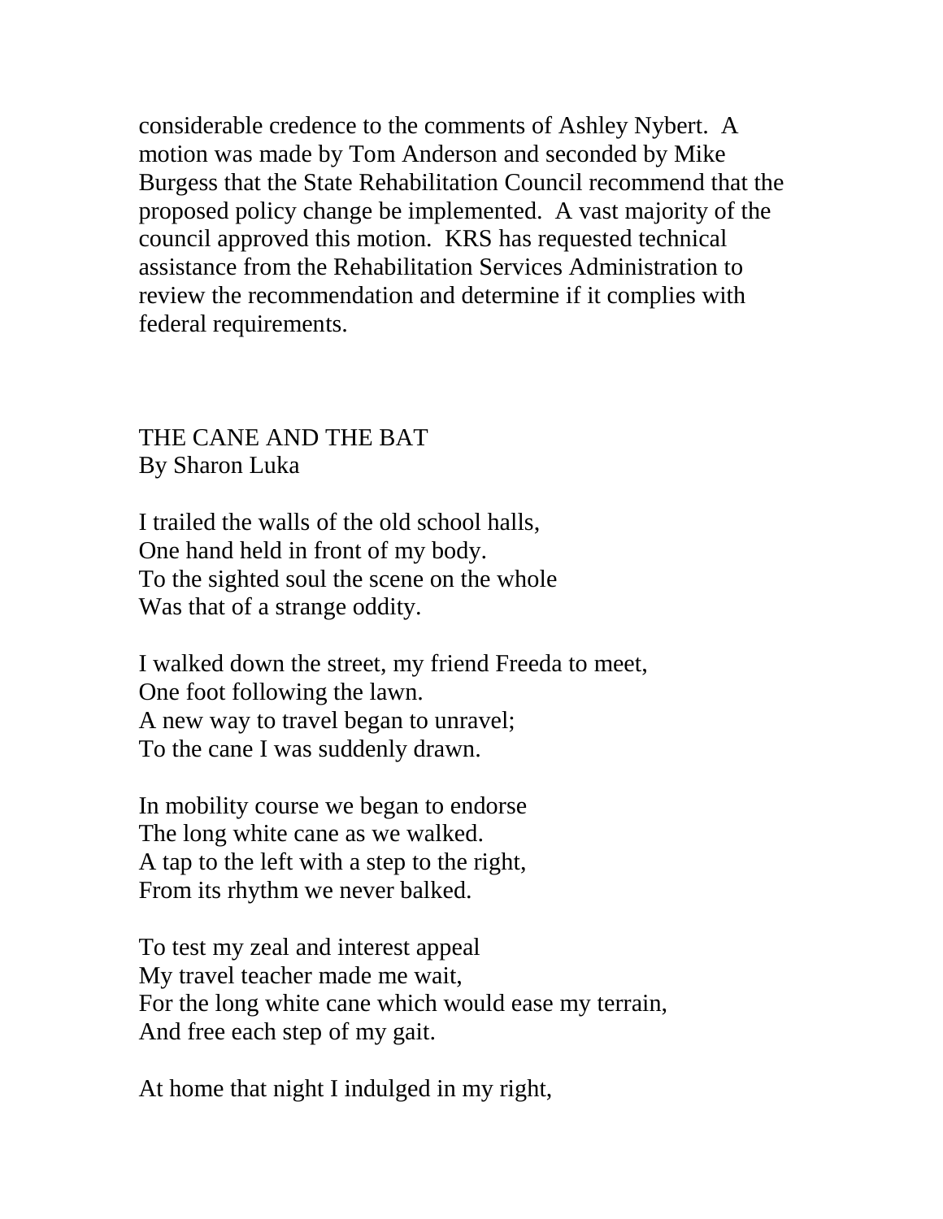considerable credence to the comments of Ashley Nybert. A motion was made by Tom Anderson and seconded by Mike Burgess that the State Rehabilitation Council recommend that the proposed policy change be implemented. A vast majority of the council approved this motion. KRS has requested technical assistance from the Rehabilitation Services Administration to review the recommendation and determine if it complies with federal requirements.

## THE CANE AND THE BAT

By Sharon Luka

I trailed the walls of the old school halls,  
One hand held in front of my body.  
To the sighted soul the scene on the whole  
Was that of a strange oddity.

I walked down the street, my friend Freeda to meet,  
One foot following the lawn.  
A new way to travel began to unravel;  
To the cane I was suddenly drawn.

In mobility course we began to endorse  
The long white cane as we walked.  
A tap to the left with a step to the right,  
From its rhythm we never balked.

To test my zeal and interest appeal  
My travel teacher made me wait,  
For the long white cane which would ease my terrain,  
And free each step of my gait.

At home that night I indulged in my right,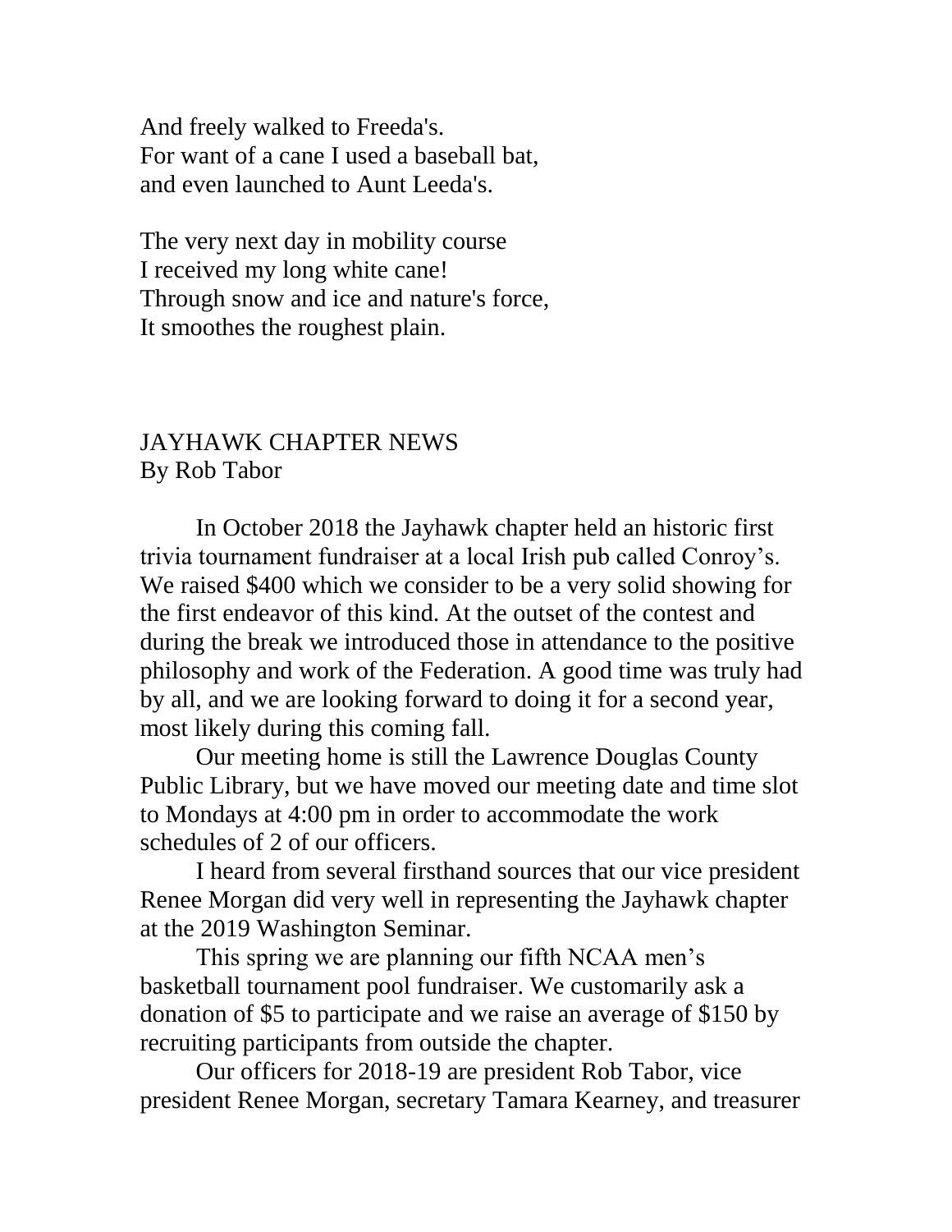And freely walked to Freeda's.
For want of a cane I used a baseball bat,
and even launched to Aunt Leeda's.

The very next day in mobility course
I received my long white cane!
Through snow and ice and nature's force,
It smoothes the roughest plain.

## JAYHAWK CHAPTER NEWS
By Rob Tabor

In October 2018 the Jayhawk chapter held an historic first trivia tournament fundraiser at a local Irish pub called Conroy's. We raised $400 which we consider to be a very solid showing for the first endeavor of this kind. At the outset of the contest and during the break we introduced those in attendance to the positive philosophy and work of the Federation. A good time was truly had by all, and we are looking forward to doing it for a second year, most likely during this coming fall.

Our meeting home is still the Lawrence Douglas County Public Library, but we have moved our meeting date and time slot to Mondays at 4:00 pm in order to accommodate the work schedules of 2 of our officers.

I heard from several firsthand sources that our vice president Renee Morgan did very well in representing the Jayhawk chapter at the 2019 Washington Seminar.

This spring we are planning our fifth NCAA men's basketball tournament pool fundraiser. We customarily ask a donation of $5 to participate and we raise an average of $150 by recruiting participants from outside the chapter.

Our officers for 2018-19 are president Rob Tabor, vice president Renee Morgan, secretary Tamara Kearney, and treasurer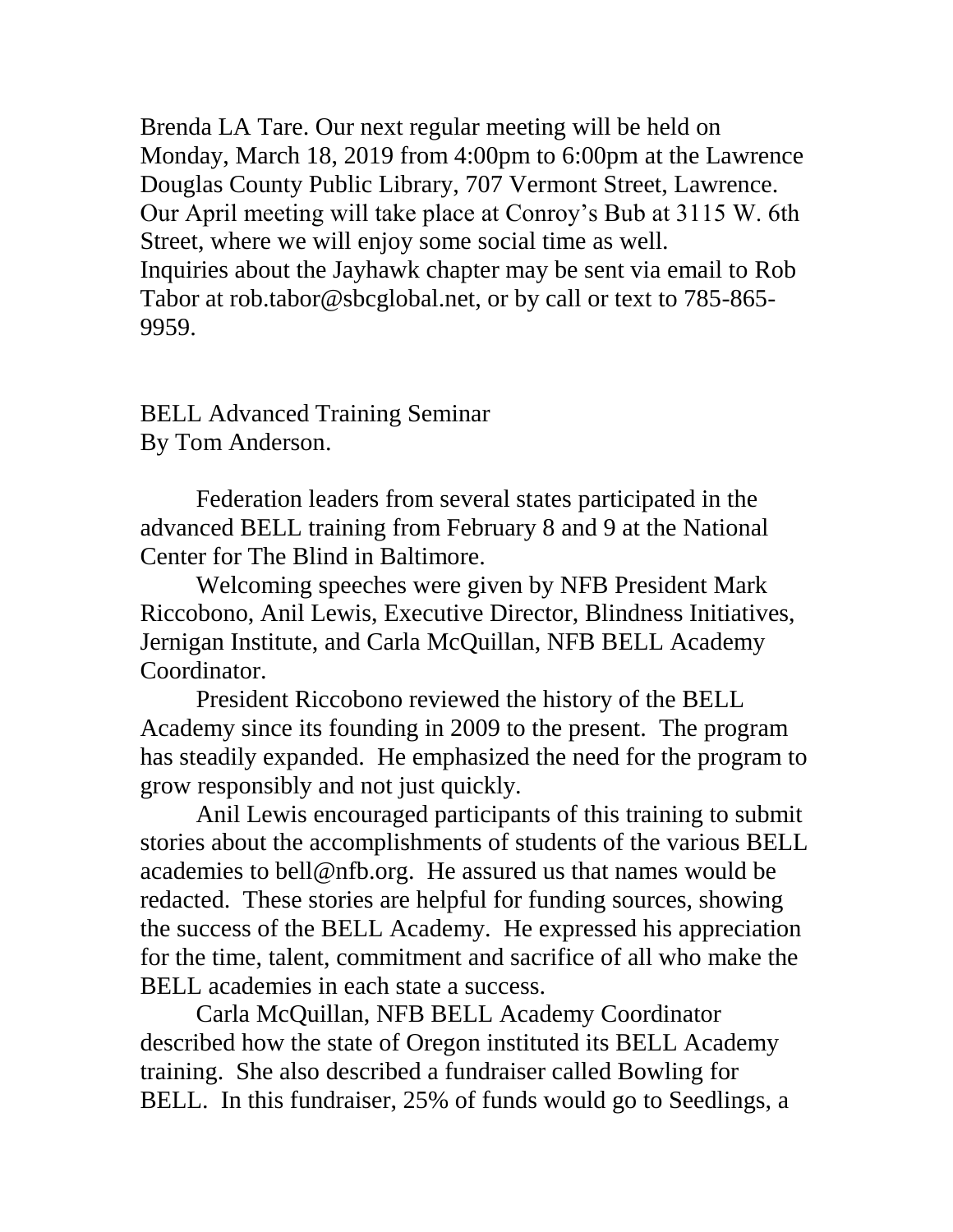Brenda LA Tare. Our next regular meeting will be held on Monday, March 18, 2019 from 4:00pm to 6:00pm at the Lawrence Douglas County Public Library, 707 Vermont Street, Lawrence. Our April meeting will take place at Conroy's Bub at 3115 W. 6th Street, where we will enjoy some social time as well.
Inquiries about the Jayhawk chapter may be sent via email to Rob Tabor at rob.tabor@sbcglobal.net, or by call or text to 785-865-9959.

## BELL Advanced Training Seminar

By Tom Anderson.

Federation leaders from several states participated in the advanced BELL training from February 8 and 9 at the National Center for The Blind in Baltimore.

Welcoming speeches were given by NFB President Mark Riccobono, Anil Lewis, Executive Director, Blindness Initiatives, Jernigan Institute, and Carla McQuillan, NFB BELL Academy Coordinator.

President Riccobono reviewed the history of the BELL Academy since its founding in 2009 to the present. The program has steadily expanded. He emphasized the need for the program to grow responsibly and not just quickly.

Anil Lewis encouraged participants of this training to submit stories about the accomplishments of students of the various BELL academies to bell@nfb.org. He assured us that names would be redacted. These stories are helpful for funding sources, showing the success of the BELL Academy. He expressed his appreciation for the time, talent, commitment and sacrifice of all who make the BELL academies in each state a success.

Carla McQuillan, NFB BELL Academy Coordinator described how the state of Oregon instituted its BELL Academy training. She also described a fundraiser called Bowling for BELL. In this fundraiser, 25% of funds would go to Seedlings, a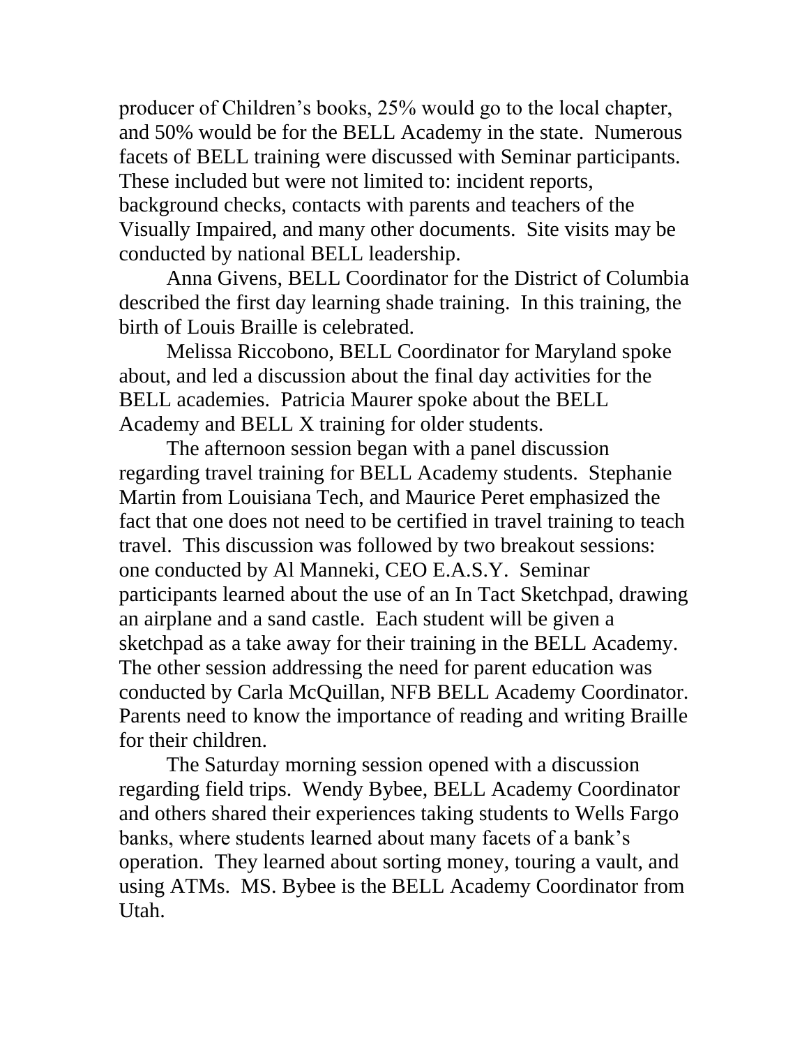producer of Children's books, 25% would go to the local chapter, and 50% would be for the BELL Academy in the state. Numerous facets of BELL training were discussed with Seminar participants. These included but were not limited to: incident reports, background checks, contacts with parents and teachers of the Visually Impaired, and many other documents. Site visits may be conducted by national BELL leadership.

Anna Givens, BELL Coordinator for the District of Columbia described the first day learning shade training. In this training, the birth of Louis Braille is celebrated.

Melissa Riccobono, BELL Coordinator for Maryland spoke about, and led a discussion about the final day activities for the BELL academies. Patricia Maurer spoke about the BELL Academy and BELL X training for older students.

The afternoon session began with a panel discussion regarding travel training for BELL Academy students. Stephanie Martin from Louisiana Tech, and Maurice Peret emphasized the fact that one does not need to be certified in travel training to teach travel. This discussion was followed by two breakout sessions: one conducted by Al Manneki, CEO E.A.S.Y. Seminar participants learned about the use of an In Tact Sketchpad, drawing an airplane and a sand castle. Each student will be given a sketchpad as a take away for their training in the BELL Academy. The other session addressing the need for parent education was conducted by Carla McQuillan, NFB BELL Academy Coordinator. Parents need to know the importance of reading and writing Braille for their children.

The Saturday morning session opened with a discussion regarding field trips. Wendy Bybee, BELL Academy Coordinator and others shared their experiences taking students to Wells Fargo banks, where students learned about many facets of a bank's operation. They learned about sorting money, touring a vault, and using ATMs. MS. Bybee is the BELL Academy Coordinator from Utah.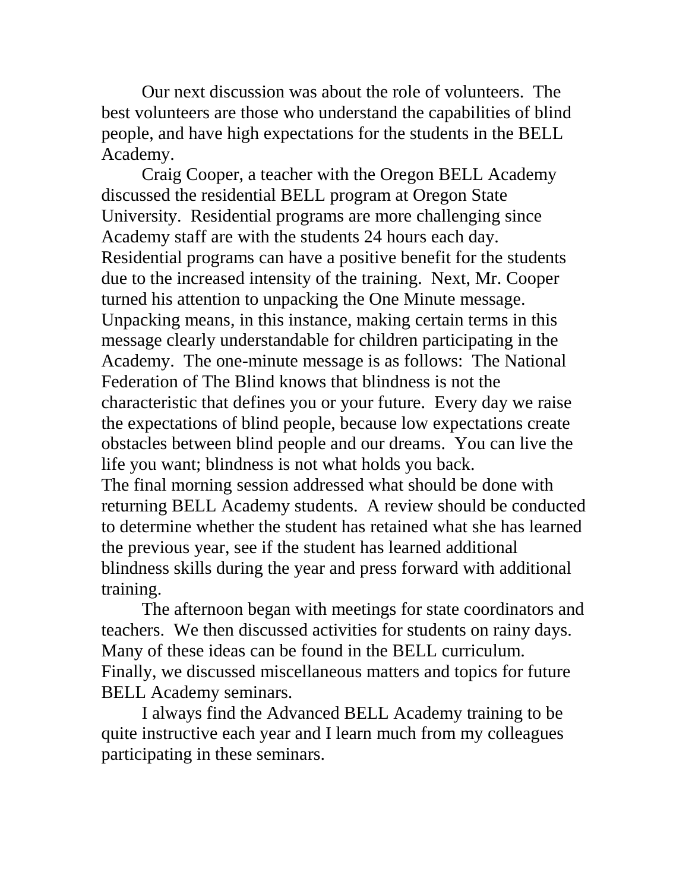Our next discussion was about the role of volunteers. The best volunteers are those who understand the capabilities of blind people, and have high expectations for the students in the BELL Academy.

Craig Cooper, a teacher with the Oregon BELL Academy discussed the residential BELL program at Oregon State University. Residential programs are more challenging since Academy staff are with the students 24 hours each day. Residential programs can have a positive benefit for the students due to the increased intensity of the training. Next, Mr. Cooper turned his attention to unpacking the One Minute message. Unpacking means, in this instance, making certain terms in this message clearly understandable for children participating in the Academy. The one-minute message is as follows: The National Federation of The Blind knows that blindness is not the characteristic that defines you or your future. Every day we raise the expectations of blind people, because low expectations create obstacles between blind people and our dreams. You can live the life you want; blindness is not what holds you back.

The final morning session addressed what should be done with returning BELL Academy students. A review should be conducted to determine whether the student has retained what she has learned the previous year, see if the student has learned additional blindness skills during the year and press forward with additional training.

The afternoon began with meetings for state coordinators and teachers. We then discussed activities for students on rainy days. Many of these ideas can be found in the BELL curriculum. Finally, we discussed miscellaneous matters and topics for future BELL Academy seminars.

I always find the Advanced BELL Academy training to be quite instructive each year and I learn much from my colleagues participating in these seminars.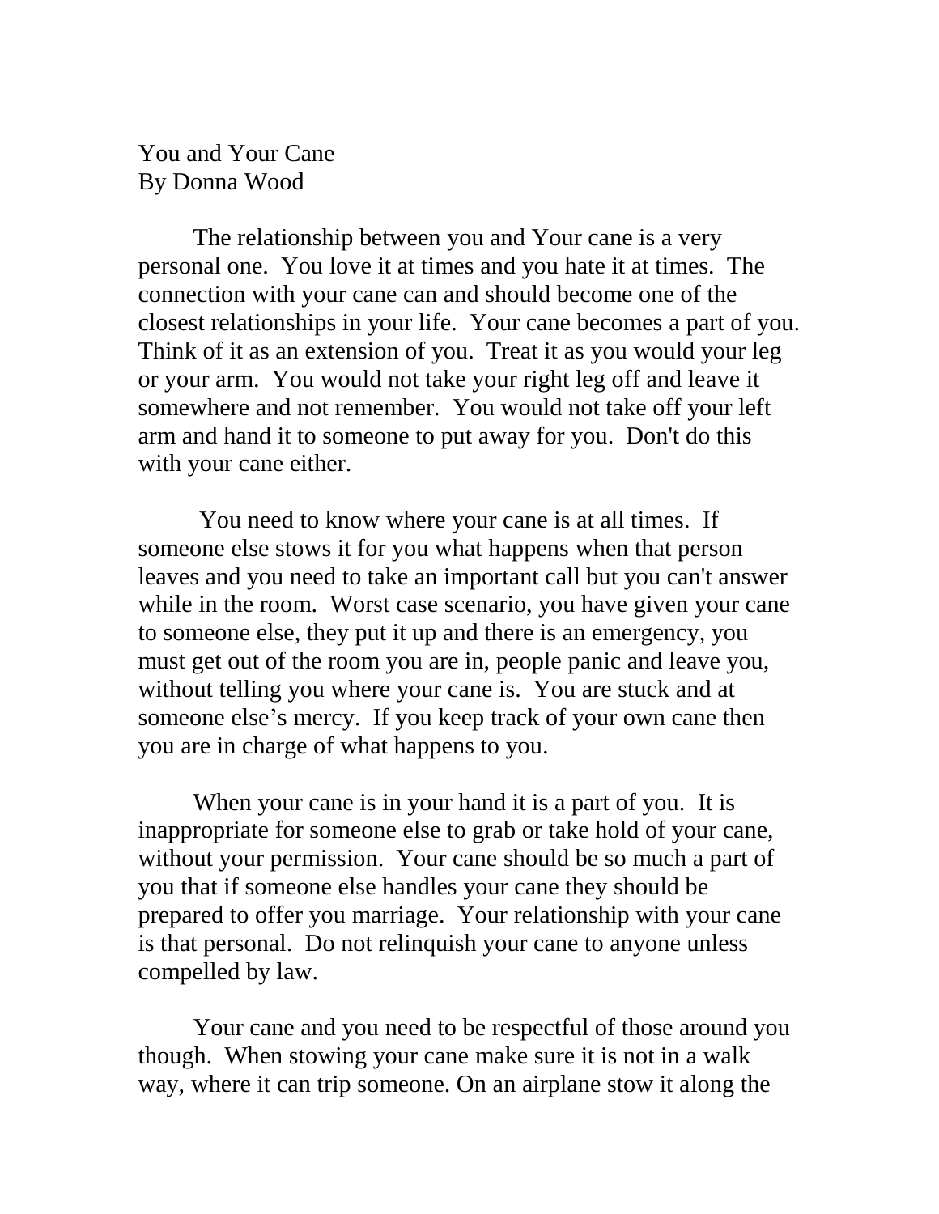# You and Your Cane
By Donna Wood

The relationship between you and Your cane is a very personal one. You love it at times and you hate it at times. The connection with your cane can and should become one of the closest relationships in your life. Your cane becomes a part of you. Think of it as an extension of you. Treat it as you would your leg or your arm. You would not take your right leg off and leave it somewhere and not remember. You would not take off your left arm and hand it to someone to put away for you. Don't do this with your cane either.

You need to know where your cane is at all times. If someone else stows it for you what happens when that person leaves and you need to take an important call but you can't answer while in the room. Worst case scenario, you have given your cane to someone else, they put it up and there is an emergency, you must get out of the room you are in, people panic and leave you, without telling you where your cane is. You are stuck and at someone else's mercy. If you keep track of your own cane then you are in charge of what happens to you.

When your cane is in your hand it is a part of you. It is inappropriate for someone else to grab or take hold of your cane, without your permission. Your cane should be so much a part of you that if someone else handles your cane they should be prepared to offer you marriage. Your relationship with your cane is that personal. Do not relinquish your cane to anyone unless compelled by law.

Your cane and you need to be respectful of those around you though. When stowing your cane make sure it is not in a walk way, where it can trip someone. On an airplane stow it along the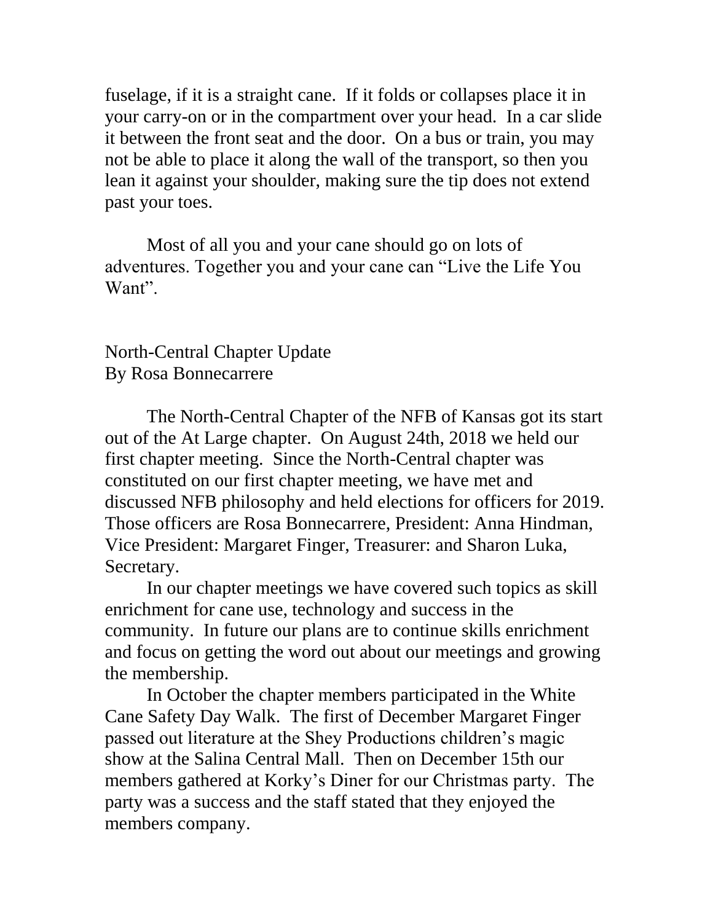fuselage, if it is a straight cane.  If it folds or collapses place it in your carry-on or in the compartment over your head.  In a car slide it between the front seat and the door.  On a bus or train, you may not be able to place it along the wall of the transport, so then you lean it against your shoulder, making sure the tip does not extend past your toes.

Most of all you and your cane should go on lots of adventures. Together you and your cane can "Live the Life You Want".

## North-Central Chapter Update
By Rosa Bonnecarrere

The North-Central Chapter of the NFB of Kansas got its start out of the At Large chapter.  On August 24th, 2018 we held our first chapter meeting.  Since the North-Central chapter was constituted on our first chapter meeting, we have met and discussed NFB philosophy and held elections for officers for 2019. Those officers are Rosa Bonnecarrere, President: Anna Hindman, Vice President: Margaret Finger, Treasurer: and Sharon Luka, Secretary.

In our chapter meetings we have covered such topics as skill enrichment for cane use, technology and success in the community.  In future our plans are to continue skills enrichment and focus on getting the word out about our meetings and growing the membership.

In October the chapter members participated in the White Cane Safety Day Walk.  The first of December Margaret Finger passed out literature at the Shey Productions children's magic show at the Salina Central Mall.  Then on December 15th our members gathered at Korky's Diner for our Christmas party.  The party was a success and the staff stated that they enjoyed the members company.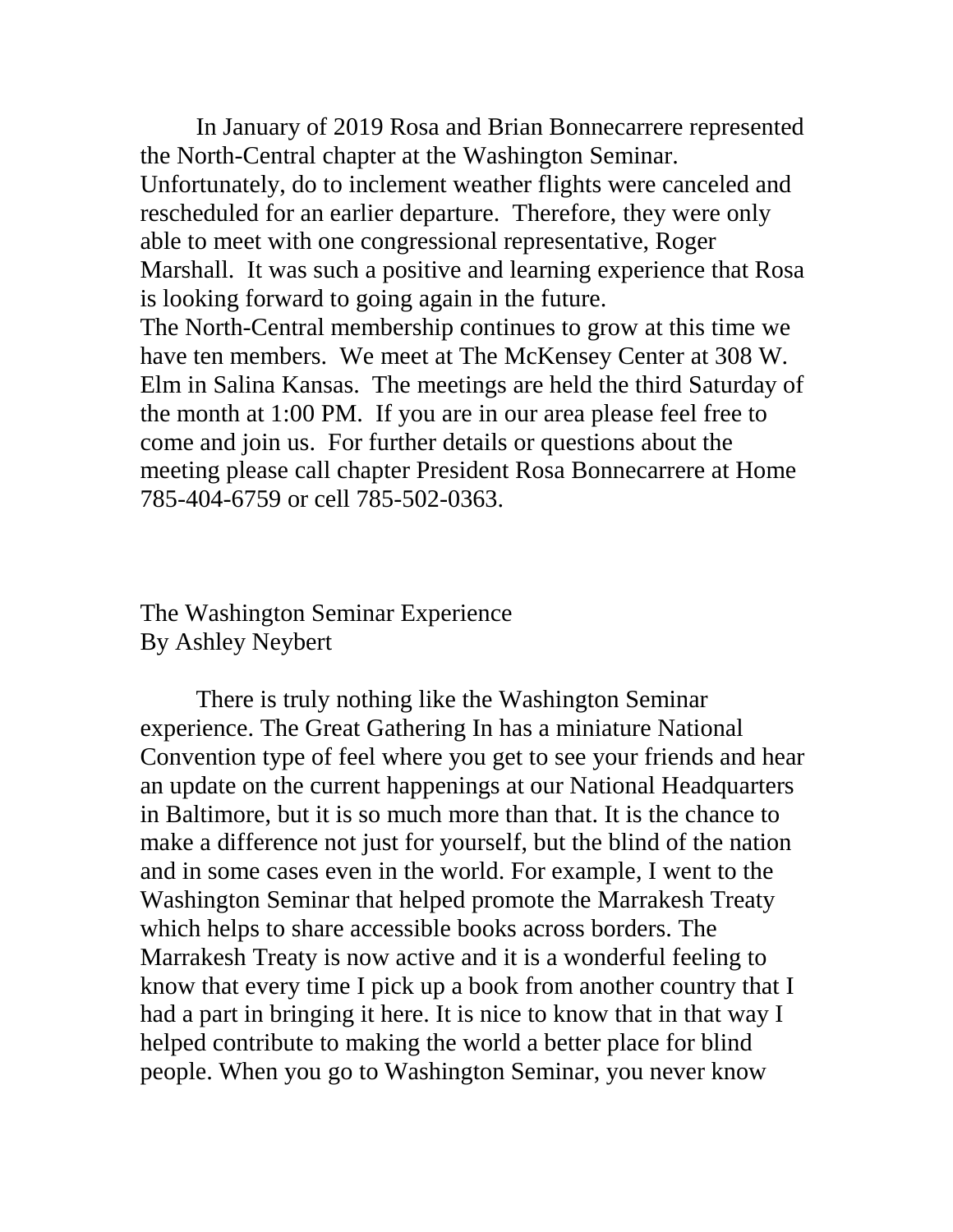In January of 2019 Rosa and Brian Bonnecarrere represented the North-Central chapter at the Washington Seminar. Unfortunately, do to inclement weather flights were canceled and rescheduled for an earlier departure. Therefore, they were only able to meet with one congressional representative, Roger Marshall. It was such a positive and learning experience that Rosa is looking forward to going again in the future.

The North-Central membership continues to grow at this time we have ten members. We meet at The McKensey Center at 308 W. Elm in Salina Kansas. The meetings are held the third Saturday of the month at 1:00 PM. If you are in our area please feel free to come and join us. For further details or questions about the meeting please call chapter President Rosa Bonnecarrere at Home 785-404-6759 or cell 785-502-0363.

## The Washington Seminar Experience

By Ashley Neybert

There is truly nothing like the Washington Seminar experience. The Great Gathering In has a miniature National Convention type of feel where you get to see your friends and hear an update on the current happenings at our National Headquarters in Baltimore, but it is so much more than that. It is the chance to make a difference not just for yourself, but the blind of the nation and in some cases even in the world. For example, I went to the Washington Seminar that helped promote the Marrakesh Treaty which helps to share accessible books across borders. The Marrakesh Treaty is now active and it is a wonderful feeling to know that every time I pick up a book from another country that I had a part in bringing it here. It is nice to know that in that way I helped contribute to making the world a better place for blind people. When you go to Washington Seminar, you never know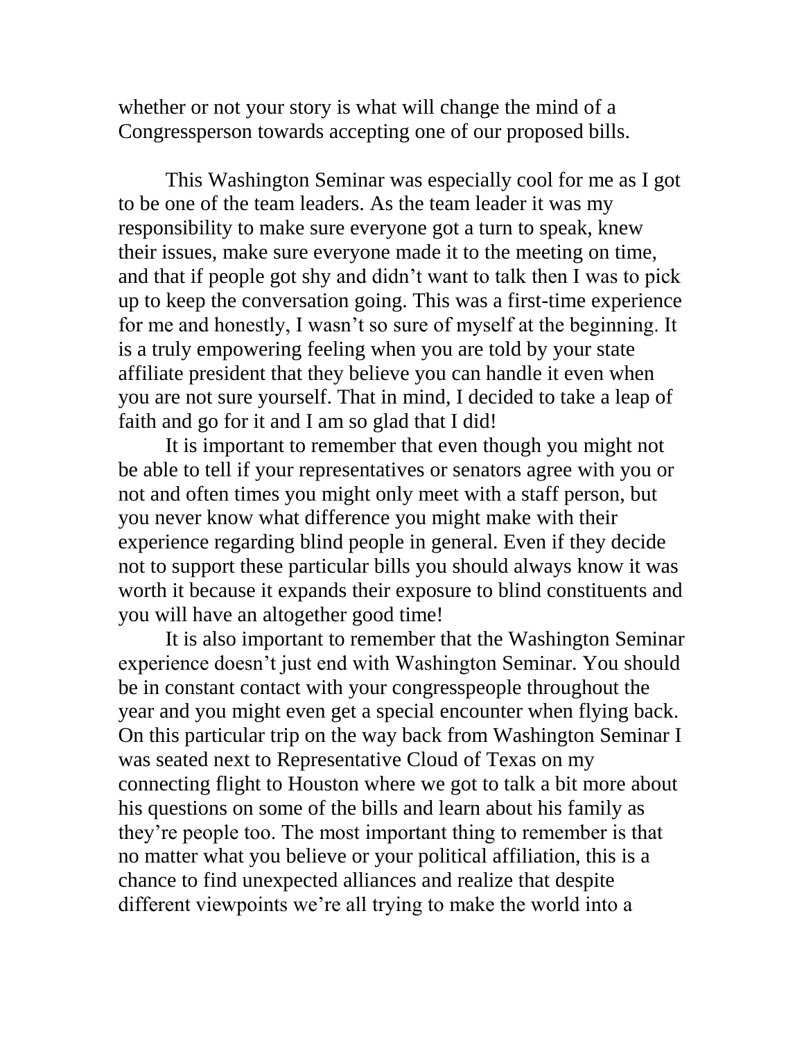whether or not your story is what will change the mind of a Congressperson towards accepting one of our proposed bills.

This Washington Seminar was especially cool for me as I got to be one of the team leaders. As the team leader it was my responsibility to make sure everyone got a turn to speak, knew their issues, make sure everyone made it to the meeting on time, and that if people got shy and didn't want to talk then I was to pick up to keep the conversation going. This was a first-time experience for me and honestly, I wasn't so sure of myself at the beginning. It is a truly empowering feeling when you are told by your state affiliate president that they believe you can handle it even when you are not sure yourself. That in mind, I decided to take a leap of faith and go for it and I am so glad that I did!

It is important to remember that even though you might not be able to tell if your representatives or senators agree with you or not and often times you might only meet with a staff person, but you never know what difference you might make with their experience regarding blind people in general. Even if they decide not to support these particular bills you should always know it was worth it because it expands their exposure to blind constituents and you will have an altogether good time!

It is also important to remember that the Washington Seminar experience doesn't just end with Washington Seminar. You should be in constant contact with your congresspeople throughout the year and you might even get a special encounter when flying back. On this particular trip on the way back from Washington Seminar I was seated next to Representative Cloud of Texas on my connecting flight to Houston where we got to talk a bit more about his questions on some of the bills and learn about his family as they're people too. The most important thing to remember is that no matter what you believe or your political affiliation, this is a chance to find unexpected alliances and realize that despite different viewpoints we're all trying to make the world into a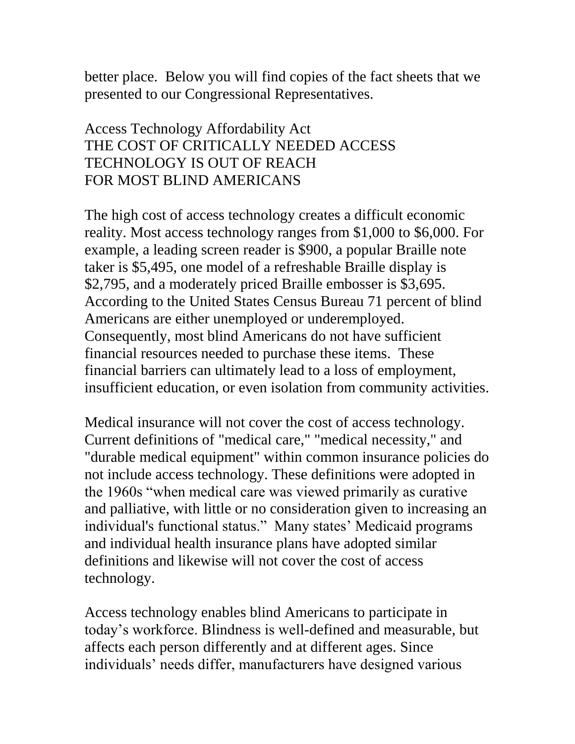better place.  Below you will find copies of the fact sheets that we presented to our Congressional Representatives.

## Access Technology Affordability Act
## THE COST OF CRITICALLY NEEDED ACCESS TECHNOLOGY IS OUT OF REACH FOR MOST BLIND AMERICANS

The high cost of access technology creates a difficult economic reality. Most access technology ranges from $1,000 to $6,000. For example, a leading screen reader is $900, a popular Braille note taker is $5,495, one model of a refreshable Braille display is $2,795, and a moderately priced Braille embosser is $3,695. According to the United States Census Bureau 71 percent of blind Americans are either unemployed or underemployed. Consequently, most blind Americans do not have sufficient financial resources needed to purchase these items.  These financial barriers can ultimately lead to a loss of employment, insufficient education, or even isolation from community activities.

Medical insurance will not cover the cost of access technology. Current definitions of "medical care," "medical necessity," and "durable medical equipment" within common insurance policies do not include access technology. These definitions were adopted in the 1960s "when medical care was viewed primarily as curative and palliative, with little or no consideration given to increasing an individual's functional status."  Many states' Medicaid programs and individual health insurance plans have adopted similar definitions and likewise will not cover the cost of access technology.

Access technology enables blind Americans to participate in today's workforce. Blindness is well-defined and measurable, but affects each person differently and at different ages. Since individuals' needs differ, manufacturers have designed various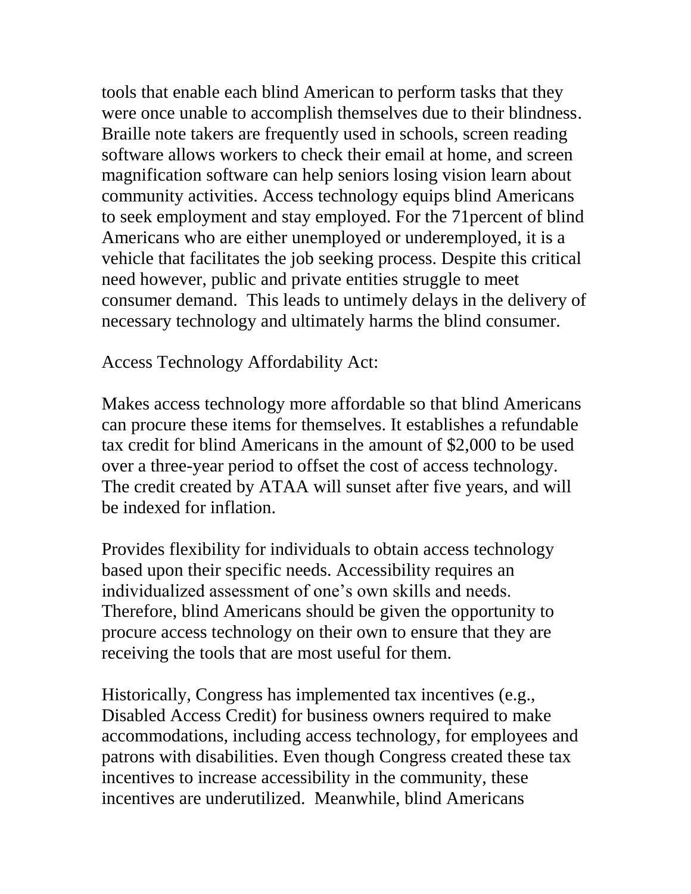tools that enable each blind American to perform tasks that they were once unable to accomplish themselves due to their blindness. Braille note takers are frequently used in schools, screen reading software allows workers to check their email at home, and screen magnification software can help seniors losing vision learn about community activities. Access technology equips blind Americans to seek employment and stay employed. For the 71percent of blind Americans who are either unemployed or underemployed, it is a vehicle that facilitates the job seeking process. Despite this critical need however, public and private entities struggle to meet consumer demand. This leads to untimely delays in the delivery of necessary technology and ultimately harms the blind consumer.

Access Technology Affordability Act:

Makes access technology more affordable so that blind Americans can procure these items for themselves. It establishes a refundable tax credit for blind Americans in the amount of $2,000 to be used over a three-year period to offset the cost of access technology. The credit created by ATAA will sunset after five years, and will be indexed for inflation.

Provides flexibility for individuals to obtain access technology based upon their specific needs. Accessibility requires an individualized assessment of one's own skills and needs. Therefore, blind Americans should be given the opportunity to procure access technology on their own to ensure that they are receiving the tools that are most useful for them.

Historically, Congress has implemented tax incentives (e.g., Disabled Access Credit) for business owners required to make accommodations, including access technology, for employees and patrons with disabilities. Even though Congress created these tax incentives to increase accessibility in the community, these incentives are underutilized. Meanwhile, blind Americans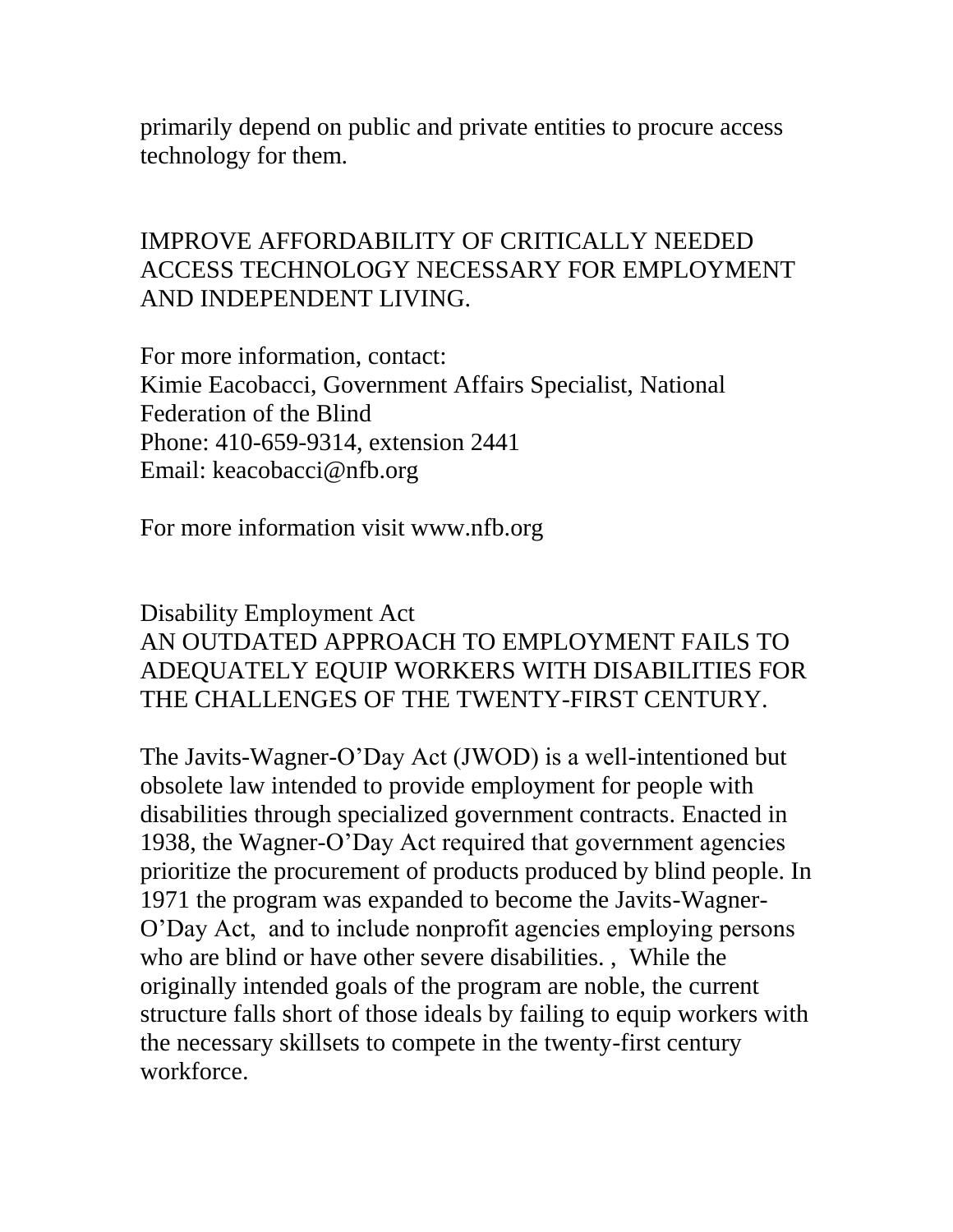primarily depend on public and private entities to procure access technology for them.

IMPROVE AFFORDABILITY OF CRITICALLY NEEDED ACCESS TECHNOLOGY NECESSARY FOR EMPLOYMENT AND INDEPENDENT LIVING.

For more information, contact:
Kimie Eacobacci, Government Affairs Specialist, National Federation of the Blind
Phone: 410-659-9314, extension 2441
Email: keacobacci@nfb.org

For more information visit www.nfb.org

## Disability Employment Act

## AN OUTDATED APPROACH TO EMPLOYMENT FAILS TO ADEQUATELY EQUIP WORKERS WITH DISABILITIES FOR THE CHALLENGES OF THE TWENTY-FIRST CENTURY.

The Javits-Wagner-O'Day Act (JWOD) is a well-intentioned but obsolete law intended to provide employment for people with disabilities through specialized government contracts. Enacted in 1938, the Wagner-O'Day Act required that government agencies prioritize the procurement of products produced by blind people. In 1971 the program was expanded to become the Javits-Wagner-O'Day Act, and to include nonprofit agencies employing persons who are blind or have other severe disabilities. , While the originally intended goals of the program are noble, the current structure falls short of those ideals by failing to equip workers with the necessary skillsets to compete in the twenty-first century workforce.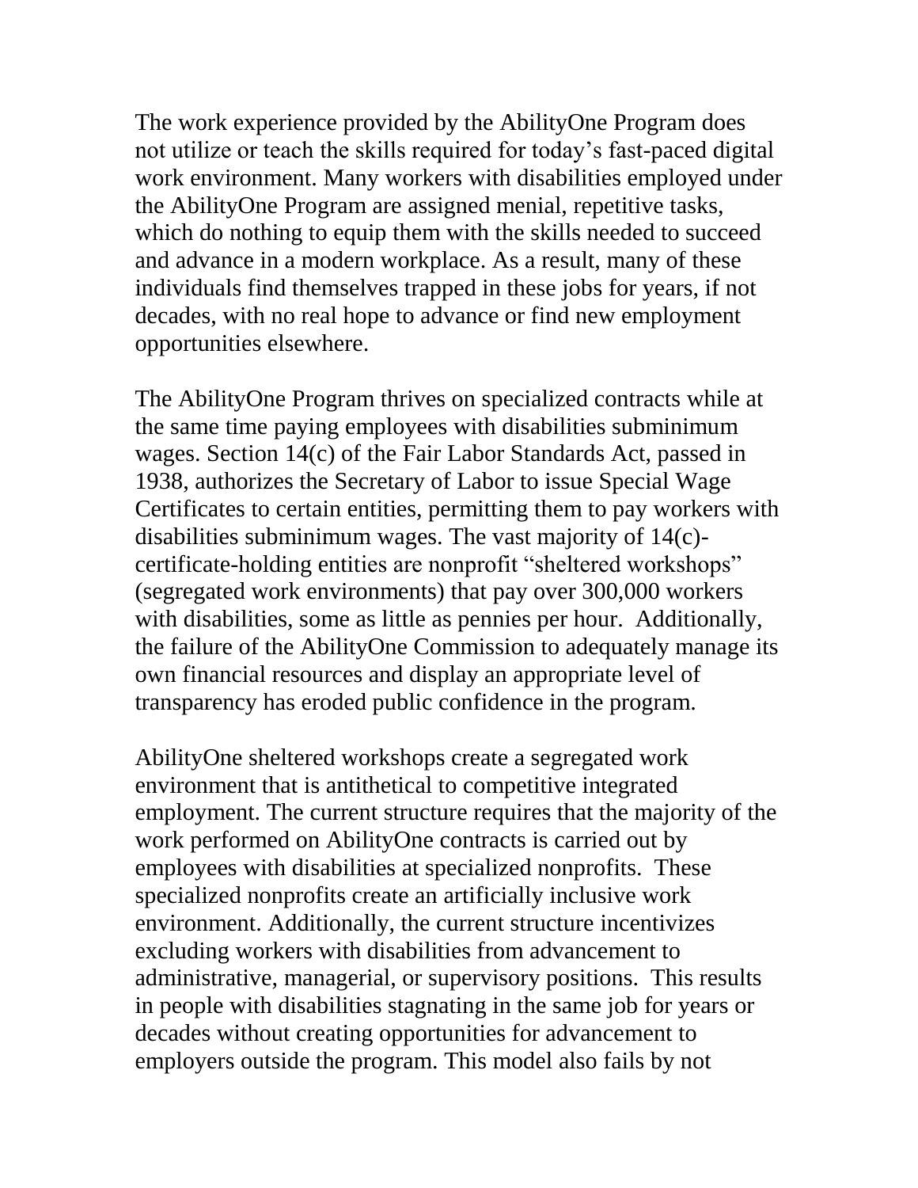The work experience provided by the AbilityOne Program does not utilize or teach the skills required for today's fast-paced digital work environment. Many workers with disabilities employed under the AbilityOne Program are assigned menial, repetitive tasks, which do nothing to equip them with the skills needed to succeed and advance in a modern workplace. As a result, many of these individuals find themselves trapped in these jobs for years, if not decades, with no real hope to advance or find new employment opportunities elsewhere.

The AbilityOne Program thrives on specialized contracts while at the same time paying employees with disabilities subminimum wages. Section 14(c) of the Fair Labor Standards Act, passed in 1938, authorizes the Secretary of Labor to issue Special Wage Certificates to certain entities, permitting them to pay workers with disabilities subminimum wages. The vast majority of 14(c)-certificate-holding entities are nonprofit "sheltered workshops" (segregated work environments) that pay over 300,000 workers with disabilities, some as little as pennies per hour. Additionally, the failure of the AbilityOne Commission to adequately manage its own financial resources and display an appropriate level of transparency has eroded public confidence in the program.

AbilityOne sheltered workshops create a segregated work environment that is antithetical to competitive integrated employment. The current structure requires that the majority of the work performed on AbilityOne contracts is carried out by employees with disabilities at specialized nonprofits. These specialized nonprofits create an artificially inclusive work environment. Additionally, the current structure incentivizes excluding workers with disabilities from advancement to administrative, managerial, or supervisory positions. This results in people with disabilities stagnating in the same job for years or decades without creating opportunities for advancement to employers outside the program. This model also fails by not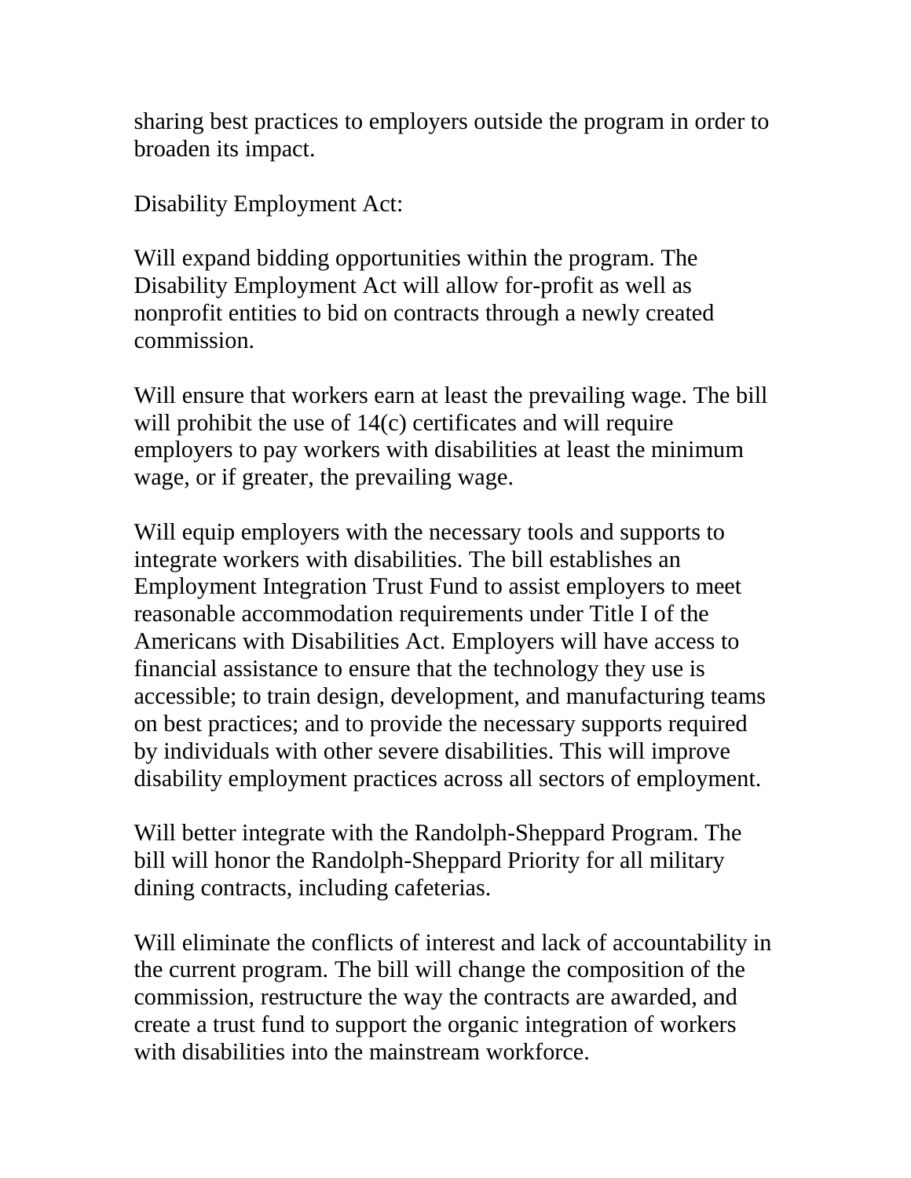sharing best practices to employers outside the program in order to broaden its impact.

Disability Employment Act:

Will expand bidding opportunities within the program. The Disability Employment Act will allow for-profit as well as nonprofit entities to bid on contracts through a newly created commission.

Will ensure that workers earn at least the prevailing wage. The bill will prohibit the use of 14(c) certificates and will require employers to pay workers with disabilities at least the minimum wage, or if greater, the prevailing wage.

Will equip employers with the necessary tools and supports to integrate workers with disabilities. The bill establishes an Employment Integration Trust Fund to assist employers to meet reasonable accommodation requirements under Title I of the Americans with Disabilities Act. Employers will have access to financial assistance to ensure that the technology they use is accessible; to train design, development, and manufacturing teams on best practices; and to provide the necessary supports required by individuals with other severe disabilities. This will improve disability employment practices across all sectors of employment.

Will better integrate with the Randolph-Sheppard Program. The bill will honor the Randolph-Sheppard Priority for all military dining contracts, including cafeterias.

Will eliminate the conflicts of interest and lack of accountability in the current program. The bill will change the composition of the commission, restructure the way the contracts are awarded, and create a trust fund to support the organic integration of workers with disabilities into the mainstream workforce.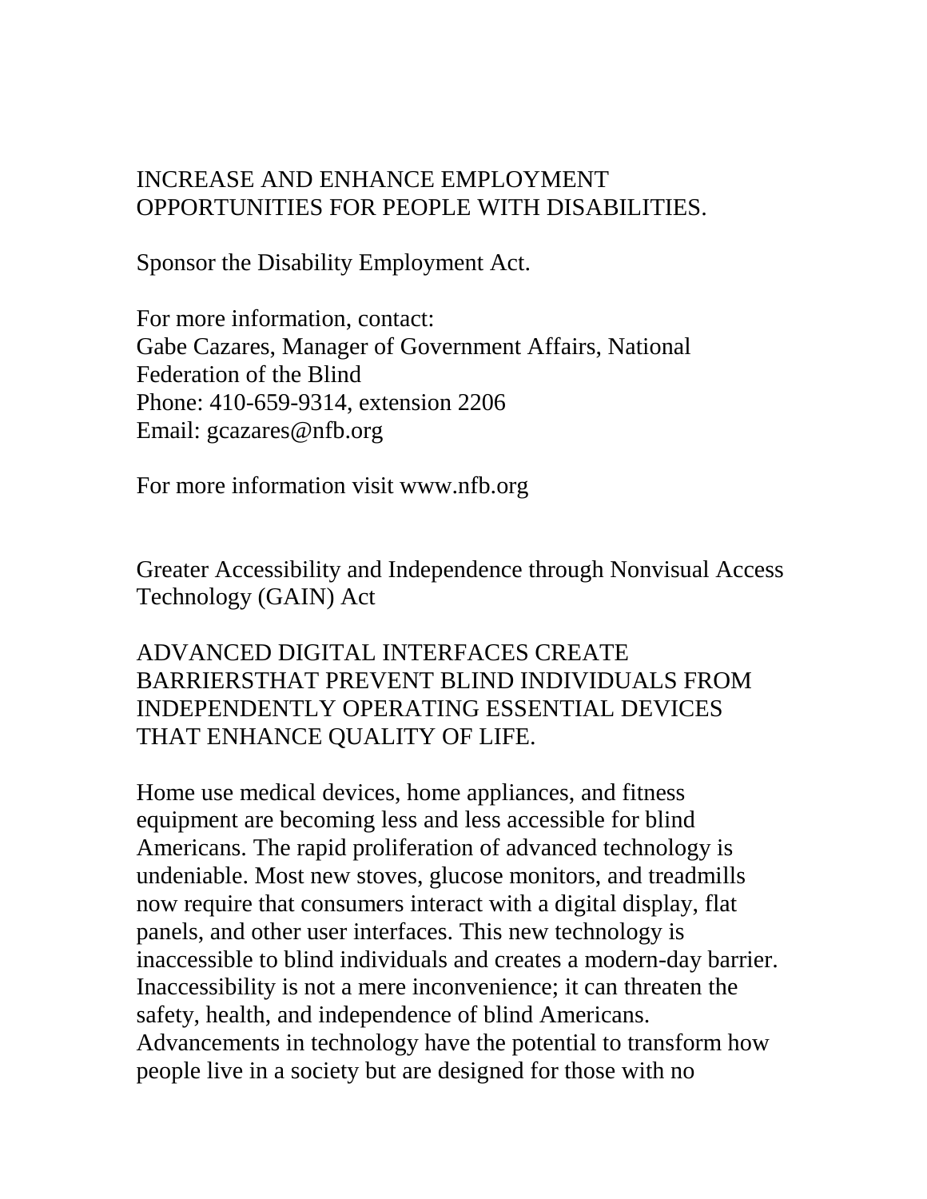INCREASE AND ENHANCE EMPLOYMENT OPPORTUNITIES FOR PEOPLE WITH DISABILITIES.

Sponsor the Disability Employment Act.

For more information, contact:
Gabe Cazares, Manager of Government Affairs, National Federation of the Blind
Phone: 410-659-9314, extension 2206
Email: gcazares@nfb.org

For more information visit www.nfb.org

## Greater Accessibility and Independence through Nonvisual Access Technology (GAIN) Act

ADVANCED DIGITAL INTERFACES CREATE BARRIERSTHAT PREVENT BLIND INDIVIDUALS FROM INDEPENDENTLY OPERATING ESSENTIAL DEVICES THAT ENHANCE QUALITY OF LIFE.

Home use medical devices, home appliances, and fitness equipment are becoming less and less accessible for blind Americans. The rapid proliferation of advanced technology is undeniable. Most new stoves, glucose monitors, and treadmills now require that consumers interact with a digital display, flat panels, and other user interfaces. This new technology is inaccessible to blind individuals and creates a modern-day barrier. Inaccessibility is not a mere inconvenience; it can threaten the safety, health, and independence of blind Americans. Advancements in technology have the potential to transform how people live in a society but are designed for those with no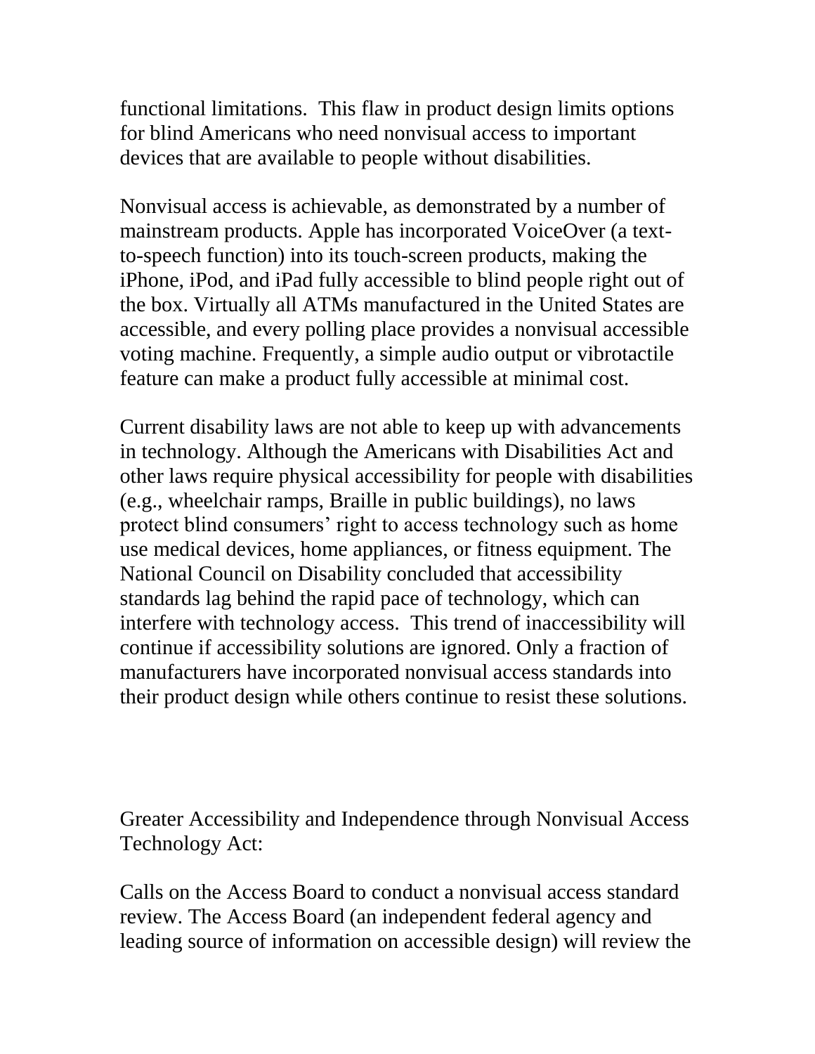functional limitations. This flaw in product design limits options for blind Americans who need nonvisual access to important devices that are available to people without disabilities.

Nonvisual access is achievable, as demonstrated by a number of mainstream products. Apple has incorporated VoiceOver (a text-to-speech function) into its touch-screen products, making the iPhone, iPod, and iPad fully accessible to blind people right out of the box. Virtually all ATMs manufactured in the United States are accessible, and every polling place provides a nonvisual accessible voting machine. Frequently, a simple audio output or vibrotactile feature can make a product fully accessible at minimal cost.

Current disability laws are not able to keep up with advancements in technology. Although the Americans with Disabilities Act and other laws require physical accessibility for people with disabilities (e.g., wheelchair ramps, Braille in public buildings), no laws protect blind consumers' right to access technology such as home use medical devices, home appliances, or fitness equipment. The National Council on Disability concluded that accessibility standards lag behind the rapid pace of technology, which can interfere with technology access. This trend of inaccessibility will continue if accessibility solutions are ignored. Only a fraction of manufacturers have incorporated nonvisual access standards into their product design while others continue to resist these solutions.

Greater Accessibility and Independence through Nonvisual Access Technology Act:

Calls on the Access Board to conduct a nonvisual access standard review. The Access Board (an independent federal agency and leading source of information on accessible design) will review the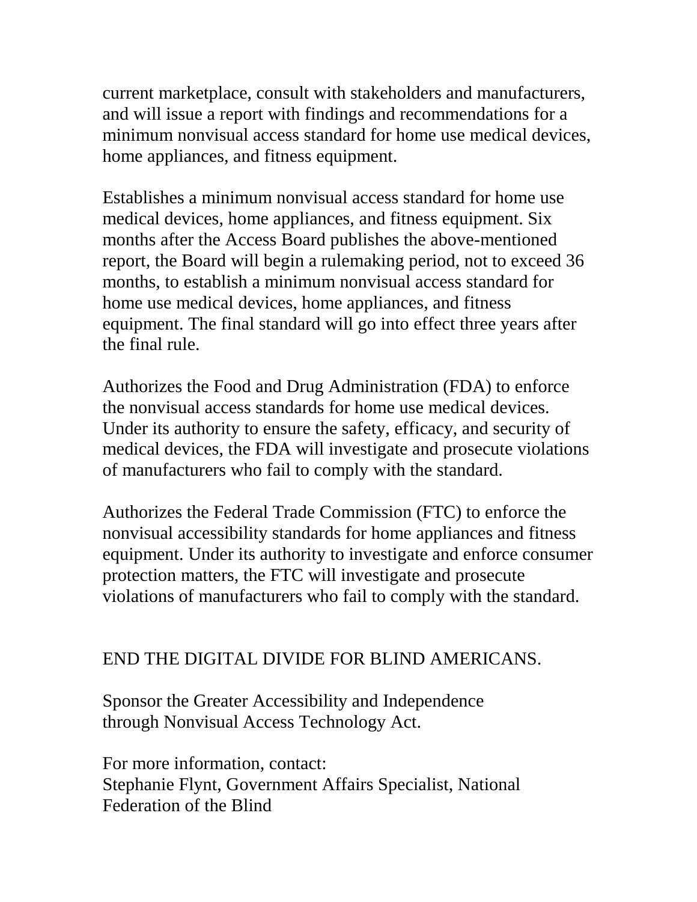current marketplace, consult with stakeholders and manufacturers, and will issue a report with findings and recommendations for a minimum nonvisual access standard for home use medical devices, home appliances, and fitness equipment.

Establishes a minimum nonvisual access standard for home use medical devices, home appliances, and fitness equipment. Six months after the Access Board publishes the above-mentioned report, the Board will begin a rulemaking period, not to exceed 36 months, to establish a minimum nonvisual access standard for home use medical devices, home appliances, and fitness equipment. The final standard will go into effect three years after the final rule.

Authorizes the Food and Drug Administration (FDA) to enforce the nonvisual access standards for home use medical devices. Under its authority to ensure the safety, efficacy, and security of medical devices, the FDA will investigate and prosecute violations of manufacturers who fail to comply with the standard.

Authorizes the Federal Trade Commission (FTC) to enforce the nonvisual accessibility standards for home appliances and fitness equipment. Under its authority to investigate and enforce consumer protection matters, the FTC will investigate and prosecute violations of manufacturers who fail to comply with the standard.

END THE DIGITAL DIVIDE FOR BLIND AMERICANS.

Sponsor the Greater Accessibility and Independence through Nonvisual Access Technology Act.

For more information, contact:
Stephanie Flynt, Government Affairs Specialist, National Federation of the Blind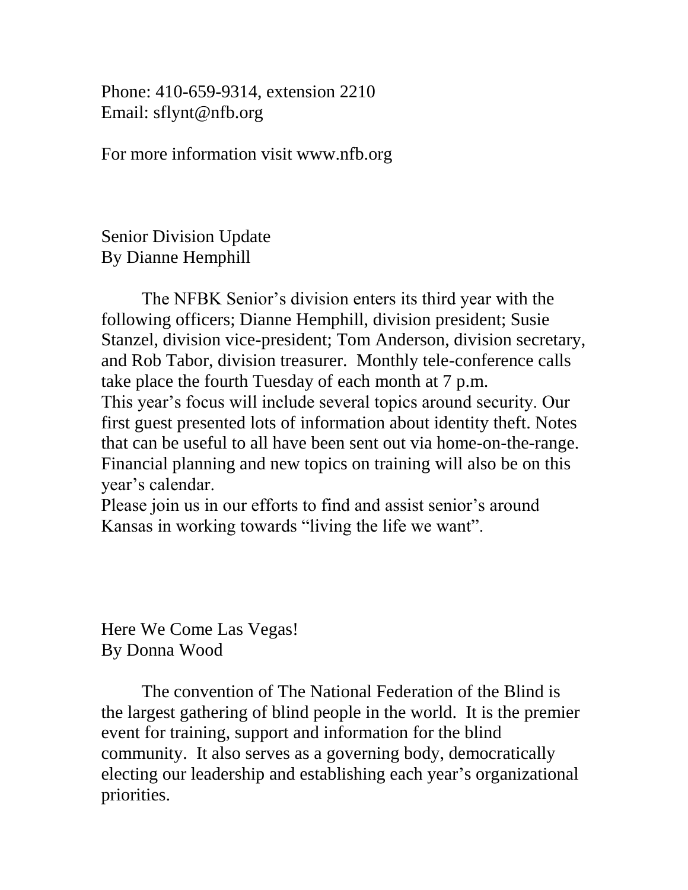Phone: 410-659-9314, extension 2210
Email: sflynt@nfb.org

For more information visit www.nfb.org

## Senior Division Update
By Dianne Hemphill

The NFBK Senior's division enters its third year with the following officers; Dianne Hemphill, division president; Susie Stanzel, division vice-president; Tom Anderson, division secretary, and Rob Tabor, division treasurer. Monthly tele-conference calls take place the fourth Tuesday of each month at 7 p.m.
This year's focus will include several topics around security. Our first guest presented lots of information about identity theft. Notes that can be useful to all have been sent out via home-on-the-range. Financial planning and new topics on training will also be on this year's calendar.
Please join us in our efforts to find and assist senior's around Kansas in working towards "living the life we want".

## Here We Come Las Vegas!
By Donna Wood

The convention of The National Federation of the Blind is the largest gathering of blind people in the world. It is the premier event for training, support and information for the blind community. It also serves as a governing body, democratically electing our leadership and establishing each year's organizational priorities.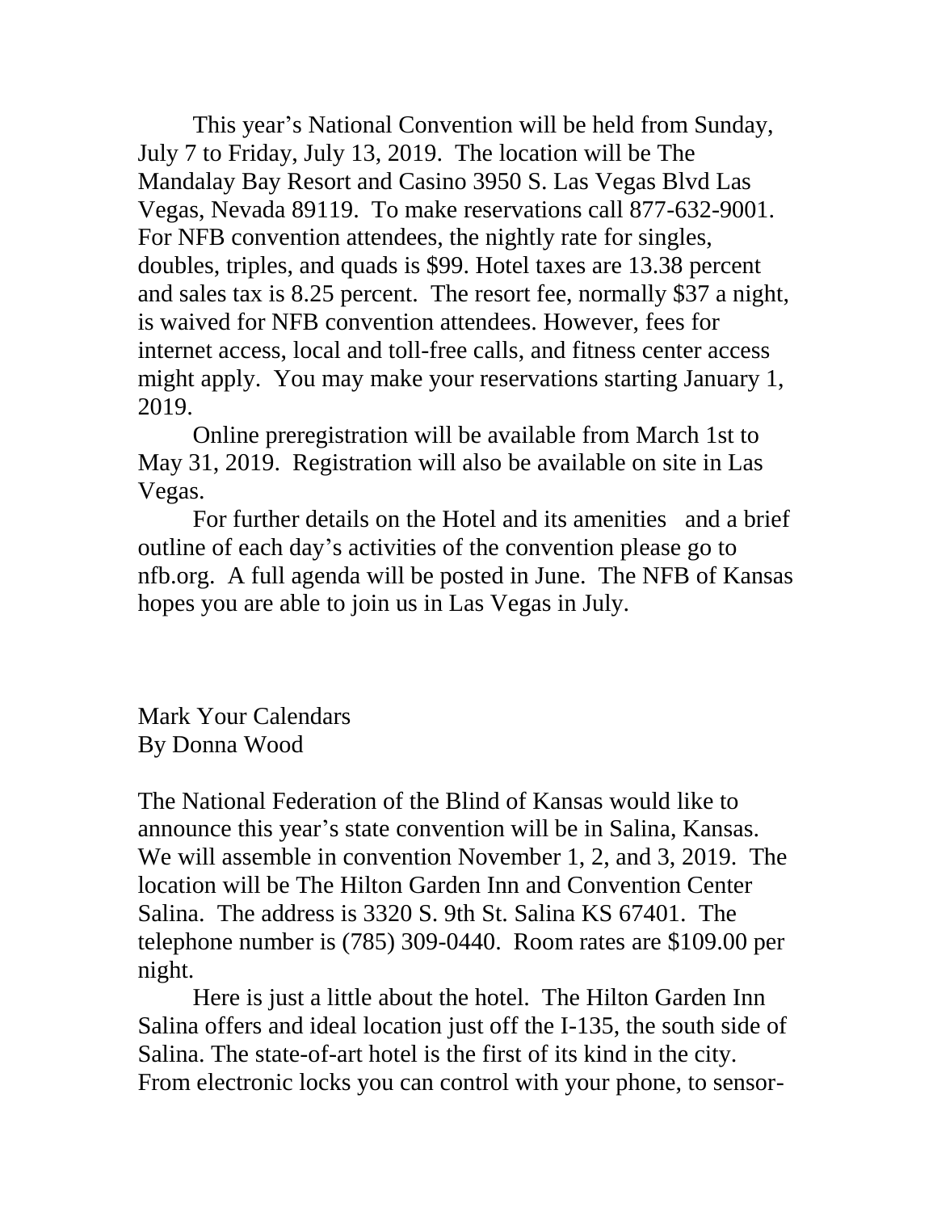This year's National Convention will be held from Sunday, July 7 to Friday, July 13, 2019. The location will be The Mandalay Bay Resort and Casino 3950 S. Las Vegas Blvd Las Vegas, Nevada 89119. To make reservations call 877-632-9001. For NFB convention attendees, the nightly rate for singles, doubles, triples, and quads is $99. Hotel taxes are 13.38 percent and sales tax is 8.25 percent. The resort fee, normally $37 a night, is waived for NFB convention attendees. However, fees for internet access, local and toll-free calls, and fitness center access might apply. You may make your reservations starting January 1, 2019.

Online preregistration will be available from March 1st to May 31, 2019. Registration will also be available on site in Las Vegas.

For further details on the Hotel and its amenities and a brief outline of each day's activities of the convention please go to nfb.org. A full agenda will be posted in June. The NFB of Kansas hopes you are able to join us in Las Vegas in July.

## Mark Your Calendars
By Donna Wood

The National Federation of the Blind of Kansas would like to announce this year's state convention will be in Salina, Kansas. We will assemble in convention November 1, 2, and 3, 2019. The location will be The Hilton Garden Inn and Convention Center Salina. The address is 3320 S. 9th St. Salina KS 67401. The telephone number is (785) 309-0440. Room rates are $109.00 per night.

Here is just a little about the hotel. The Hilton Garden Inn Salina offers and ideal location just off the I-135, the south side of Salina. The state-of-art hotel is the first of its kind in the city. From electronic locks you can control with your phone, to sensor-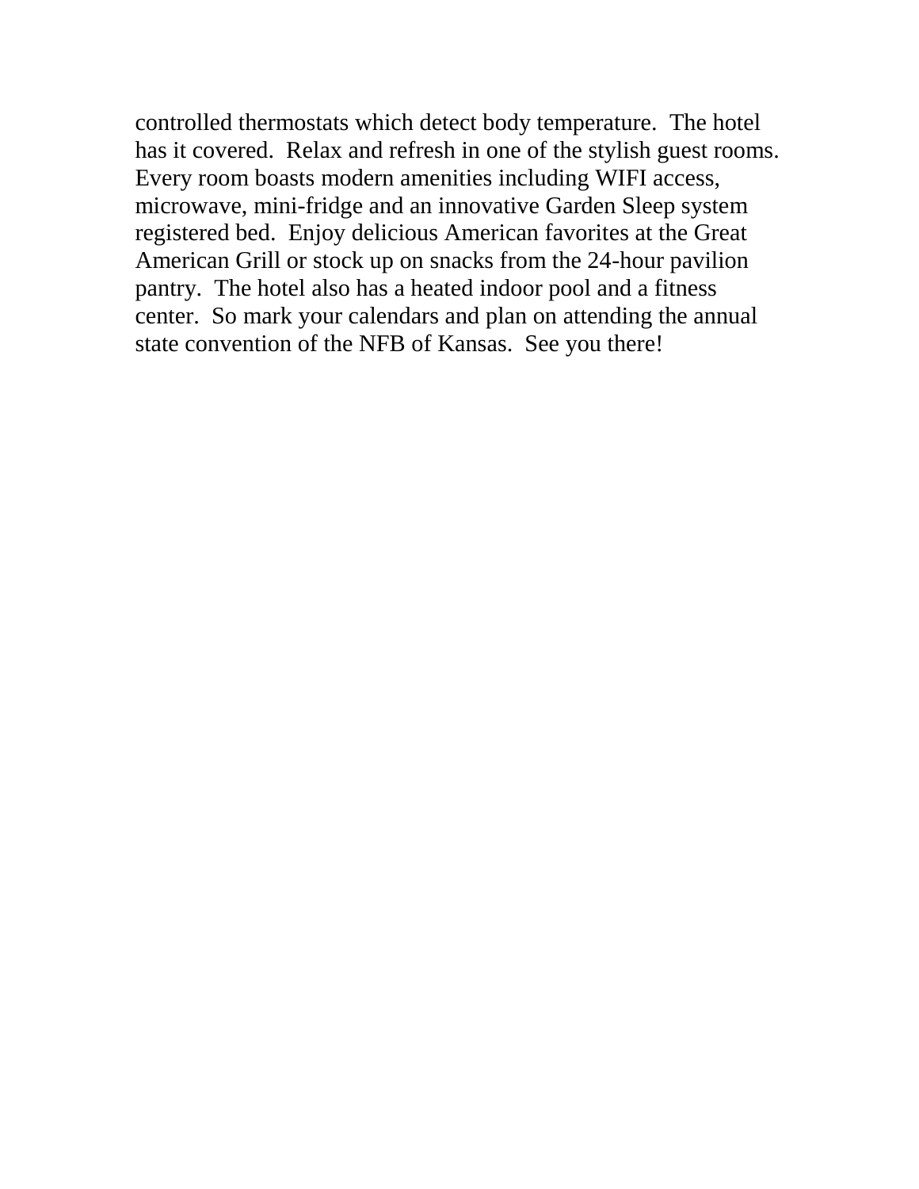controlled thermostats which detect body temperature.  The hotel has it covered.  Relax and refresh in one of the stylish guest rooms.  Every room boasts modern amenities including WIFI access, microwave, mini-fridge and an innovative Garden Sleep system registered bed.  Enjoy delicious American favorites at the Great American Grill or stock up on snacks from the 24-hour pavilion pantry.  The hotel also has a heated indoor pool and a fitness center.  So mark your calendars and plan on attending the annual state convention of the NFB of Kansas.  See you there!